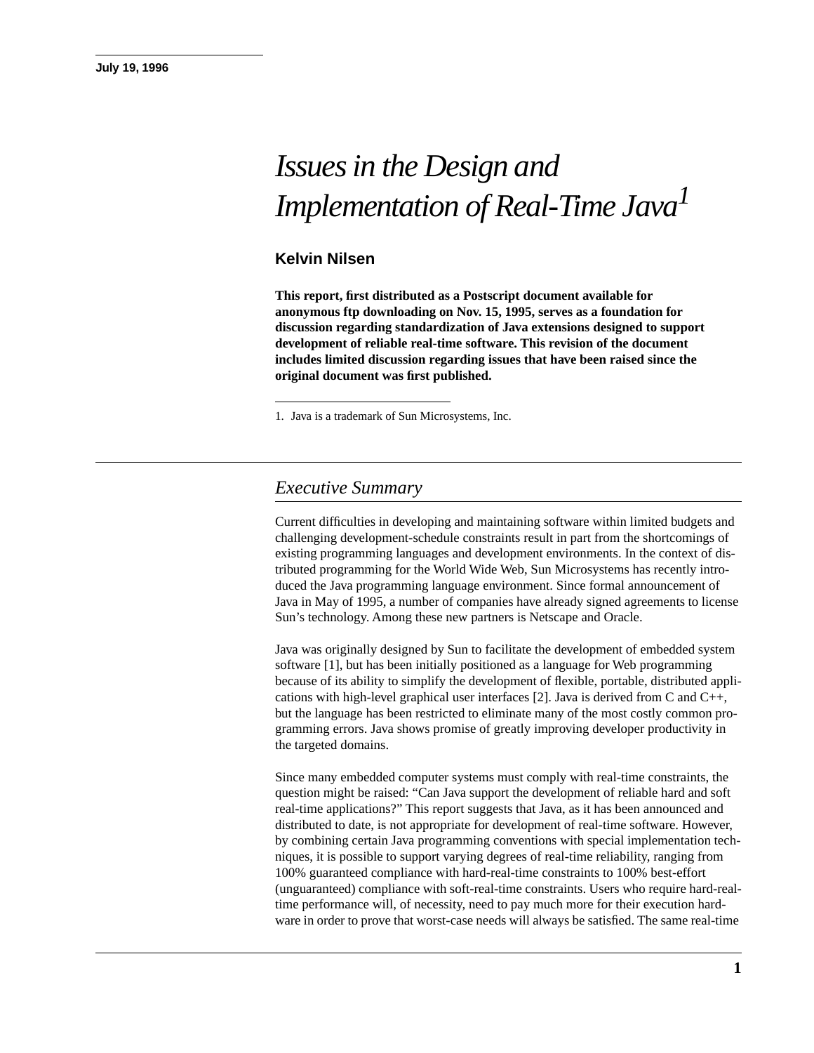July 19, 1996

# Issues in the Design and Implementation of Real-Time Java[1]

**Kelvin Nilsen**

**This report, first distributed as a Postscript document available for anonymous ftp downloading on Nov. 15, 1995, serves as a foundation for discussion regarding standardization of Java extensions designed to support development of reliable real-time software. This revision of the document includes limited discussion regarding issues that have been raised since the original document was first published.**

1. Java is a trademark of Sun Microsystems, Inc.

## *Executive Summary*

Current difficulties in developing and maintaining software within limited budgets and challenging development-schedule constraints result in part from the shortcomings of existing programming languages and development environments. In the context of distributed programming for the World Wide Web, Sun Microsystems has recently introduced the Java programming language environment. Since formal announcement of Java in May of 1995, a number of companies have already signed agreements to license Sun's technology. Among these new partners is Netscape and Oracle.

Java was originally designed by Sun to facilitate the development of embedded system software [1], but has been initially positioned as a language for Web programming because of its ability to simplify the development of flexible, portable, distributed applications with high-level graphical user interfaces [2]. Java is derived from C and C++, but the language has been restricted to eliminate many of the most costly common programming errors. Java shows promise of greatly improving developer productivity in the targeted domains.

Since many embedded computer systems must comply with real-time constraints, the question might be raised: "Can Java support the development of reliable hard and soft real-time applications?" This report suggests that Java, as it has been announced and distributed to date, is not appropriate for development of real-time software. However, by combining certain Java programming conventions with special implementation techniques, it is possible to support varying degrees of real-time reliability, ranging from 100% guaranteed compliance with hard-real-time constraints to 100% best-effort (unguaranteed) compliance with soft-real-time constraints. Users who require hard-real-time performance will, of necessity, need to pay much more for their execution hardware in order to prove that worst-case needs will always be satisfied. The same real-time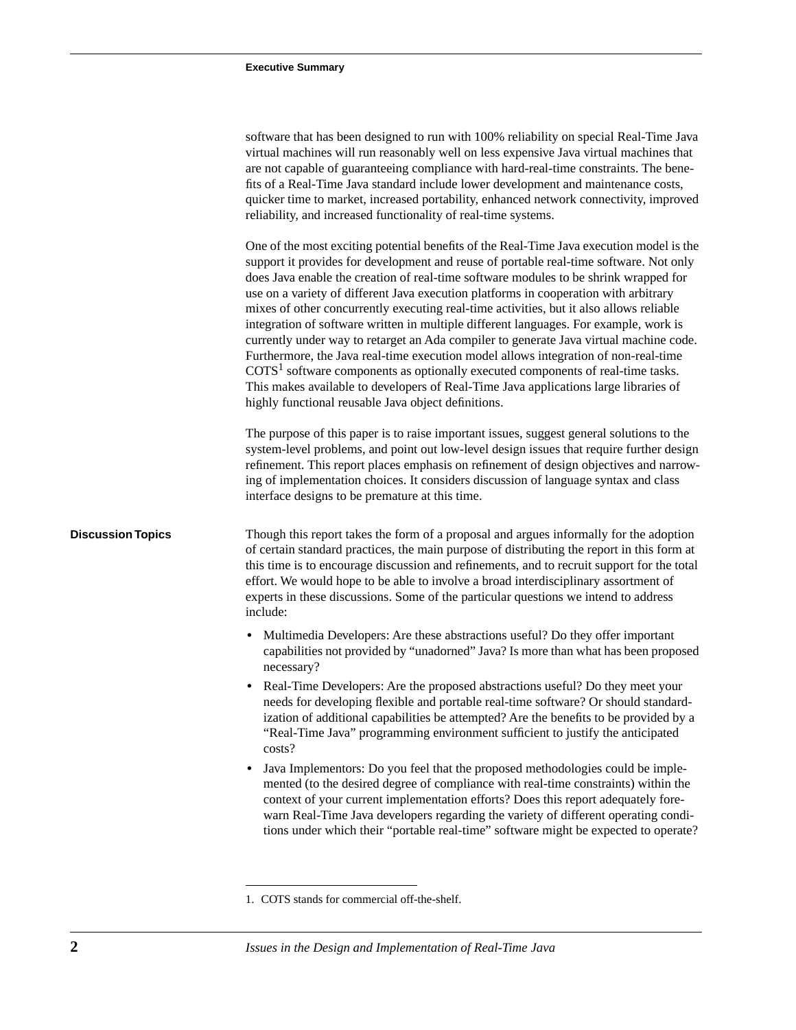software that has been designed to run with 100% reliability on special Real-Time Java virtual machines will run reasonably well on less expensive Java virtual machines that are not capable of guaranteeing compliance with hard-real-time constraints. The benefits of a Real-Time Java standard include lower development and maintenance costs, quicker time to market, increased portability, enhanced network connectivity, improved reliability, and increased functionality of real-time systems.

One of the most exciting potential benefits of the Real-Time Java execution model is the support it provides for development and reuse of portable real-time software. Not only does Java enable the creation of real-time software modules to be shrink wrapped for use on a variety of different Java execution platforms in cooperation with arbitrary mixes of other concurrently executing real-time activities, but it also allows reliable integration of software written in multiple different languages. For example, work is currently under way to retarget an Ada compiler to generate Java virtual machine code. Furthermore, the Java real-time execution model allows integration of non-real-time COTS[1] software components as optionally executed components of real-time tasks. This makes available to developers of Real-Time Java applications large libraries of highly functional reusable Java object definitions.

The purpose of this paper is to raise important issues, suggest general solutions to the system-level problems, and point out low-level design issues that require further design refinement. This report places emphasis on refinement of design objectives and narrowing of implementation choices. It considers discussion of language syntax and class interface designs to be premature at this time.

## Discussion Topics

Though this report takes the form of a proposal and argues informally for the adoption of certain standard practices, the main purpose of distributing the report in this form at this time is to encourage discussion and refinements, and to recruit support for the total effort. We would hope to be able to involve a broad interdisciplinary assortment of experts in these discussions. Some of the particular questions we intend to address include:

- Multimedia Developers: Are these abstractions useful? Do they offer important capabilities not provided by “unadorned” Java? Is more than what has been proposed necessary?
- Real-Time Developers: Are the proposed abstractions useful? Do they meet your needs for developing flexible and portable real-time software? Or should standardization of additional capabilities be attempted? Are the benefits to be provided by a “Real-Time Java” programming environment sufficient to justify the anticipated costs?
- Java Implementors: Do you feel that the proposed methodologies could be implemented (to the desired degree of compliance with real-time constraints) within the context of your current implementation efforts? Does this report adequately forewarn Real-Time Java developers regarding the variety of different operating conditions under which their “portable real-time” software might be expected to operate?

---

1. COTS stands for commercial off-the-shelf.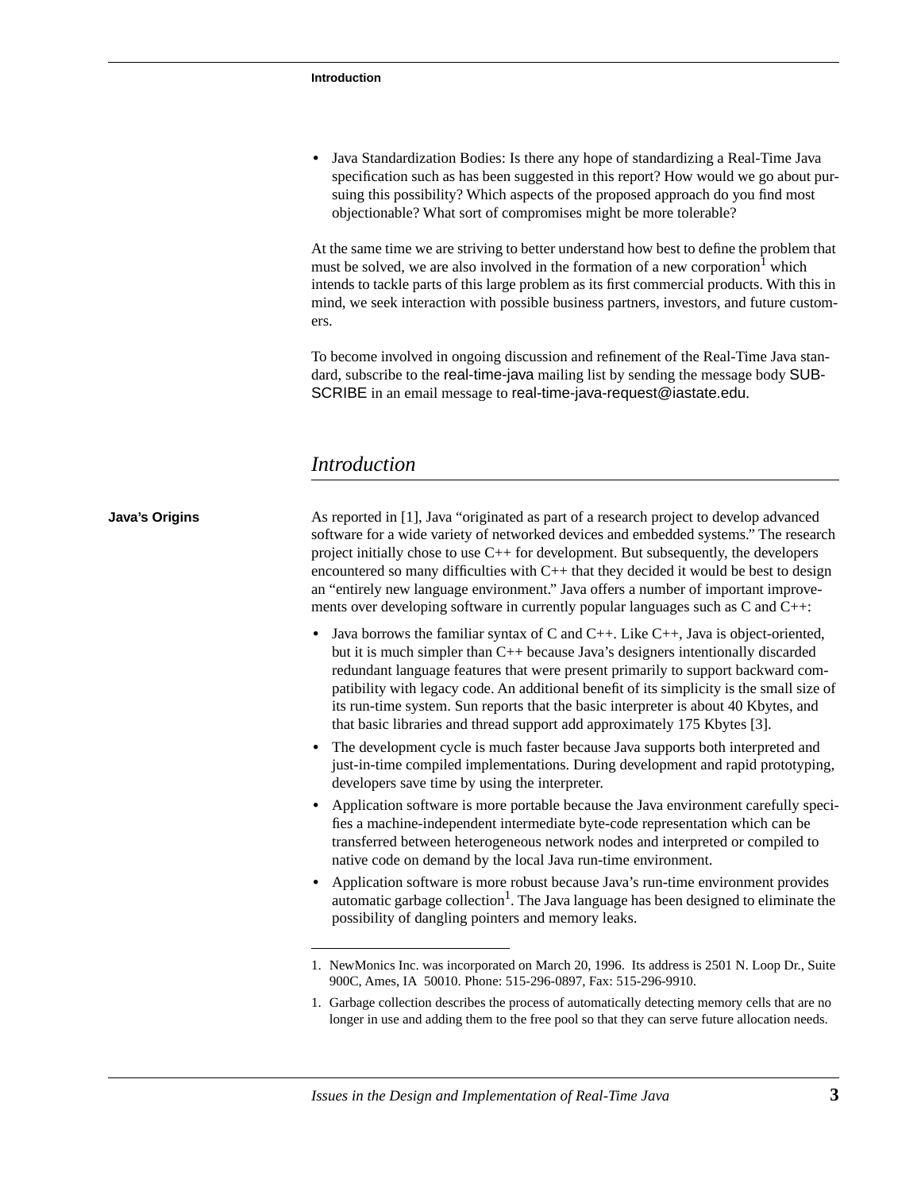- Java Standardization Bodies: Is there any hope of standardizing a Real-Time Java specification such as has been suggested in this report? How would we go about pursuing this possibility? Which aspects of the proposed approach do you find most objectionable? What sort of compromises might be more tolerable?

At the same time we are striving to better understand how best to define the problem that must be solved, we are also involved in the formation of a new corporation[1] which intends to tackle parts of this large problem as its first commercial products. With this in mind, we seek interaction with possible business partners, investors, and future customers.

To become involved in ongoing discussion and refinement of the Real-Time Java standard, subscribe to the real-time-java mailing list by sending the message body SUBSCRIBE in an email message to real-time-java-request@iastate.edu.

## *Introduction*

**Java's Origins**

As reported in [1], Java "originated as part of a research project to develop advanced software for a wide variety of networked devices and embedded systems." The research project initially chose to use C++ for development. But subsequently, the developers encountered so many difficulties with C++ that they decided it would be best to design an "entirely new language environment." Java offers a number of important improvements over developing software in currently popular languages such as C and C++:

- Java borrows the familiar syntax of C and C++. Like C++, Java is object-oriented, but it is much simpler than C++ because Java's designers intentionally discarded redundant language features that were present primarily to support backward compatibility with legacy code. An additional benefit of its simplicity is the small size of its run-time system. Sun reports that the basic interpreter is about 40 Kbytes, and that basic libraries and thread support add approximately 175 Kbytes [3].
- The development cycle is much faster because Java supports both interpreted and just-in-time compiled implementations. During development and rapid prototyping, developers save time by using the interpreter.
- Application software is more portable because the Java environment carefully specifies a machine-independent intermediate byte-code representation which can be transferred between heterogeneous network nodes and interpreted or compiled to native code on demand by the local Java run-time environment.
- Application software is more robust because Java's run-time environment provides automatic garbage collection[1]. The Java language has been designed to eliminate the possibility of dangling pointers and memory leaks.

---

1. NewMonics Inc. was incorporated on March 20, 1996. Its address is 2501 N. Loop Dr., Suite 900C, Ames, IA 50010. Phone: 515-296-0897, Fax: 515-296-9910.

1. Garbage collection describes the process of automatically detecting memory cells that are no longer in use and adding them to the free pool so that they can serve future allocation needs.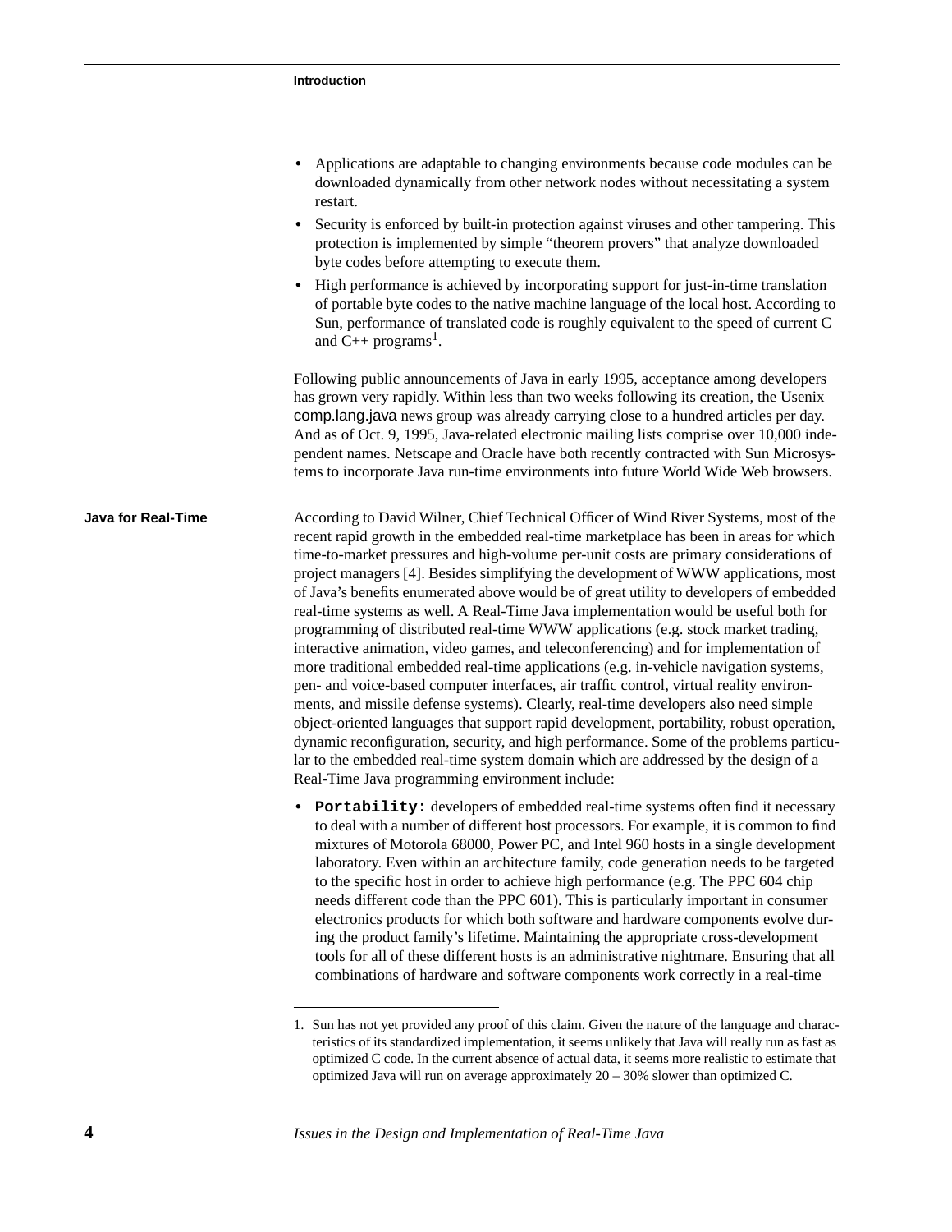- Applications are adaptable to changing environments because code modules can be downloaded dynamically from other network nodes without necessitating a system restart.
- Security is enforced by built-in protection against viruses and other tampering. This protection is implemented by simple "theorem provers" that analyze downloaded byte codes before attempting to execute them.
- High performance is achieved by incorporating support for just-in-time translation of portable byte codes to the native machine language of the local host. According to Sun, performance of translated code is roughly equivalent to the speed of current C and C++ programs[1].

Following public announcements of Java in early 1995, acceptance among developers has grown very rapidly. Within less than two weeks following its creation, the Usenix comp.lang.java news group was already carrying close to a hundred articles per day. And as of Oct. 9, 1995, Java-related electronic mailing lists comprise over 10,000 independent names. Netscape and Oracle have both recently contracted with Sun Microsystems to incorporate Java run-time environments into future World Wide Web browsers.

## Java for Real-Time

According to David Wilner, Chief Technical Officer of Wind River Systems, most of the recent rapid growth in the embedded real-time marketplace has been in areas for which time-to-market pressures and high-volume per-unit costs are primary considerations of project managers [4]. Besides simplifying the development of WWW applications, most of Java's benefits enumerated above would be of great utility to developers of embedded real-time systems as well. A Real-Time Java implementation would be useful both for programming of distributed real-time WWW applications (e.g. stock market trading, interactive animation, video games, and teleconferencing) and for implementation of more traditional embedded real-time applications (e.g. in-vehicle navigation systems, pen- and voice-based computer interfaces, air traffic control, virtual reality environments, and missile defense systems). Clearly, real-time developers also need simple object-oriented languages that support rapid development, portability, robust operation, dynamic reconfiguration, security, and high performance. Some of the problems particular to the embedded real-time system domain which are addressed by the design of a Real-Time Java programming environment include:

- **`Portability:`** developers of embedded real-time systems often find it necessary to deal with a number of different host processors. For example, it is common to find mixtures of Motorola 68000, Power PC, and Intel 960 hosts in a single development laboratory. Even within an architecture family, code generation needs to be targeted to the specific host in order to achieve high performance (e.g. The PPC 604 chip needs different code than the PPC 601). This is particularly important in consumer electronics products for which both software and hardware components evolve during the product family's lifetime. Maintaining the appropriate cross-development tools for all of these different hosts is an administrative nightmare. Ensuring that all combinations of hardware and software components work correctly in a real-time

---

1. Sun has not yet provided any proof of this claim. Given the nature of the language and characteristics of its standardized implementation, it seems unlikely that Java will really run as fast as optimized C code. In the current absence of actual data, it seems more realistic to estimate that optimized Java will run on average approximately 20 – 30% slower than optimized C.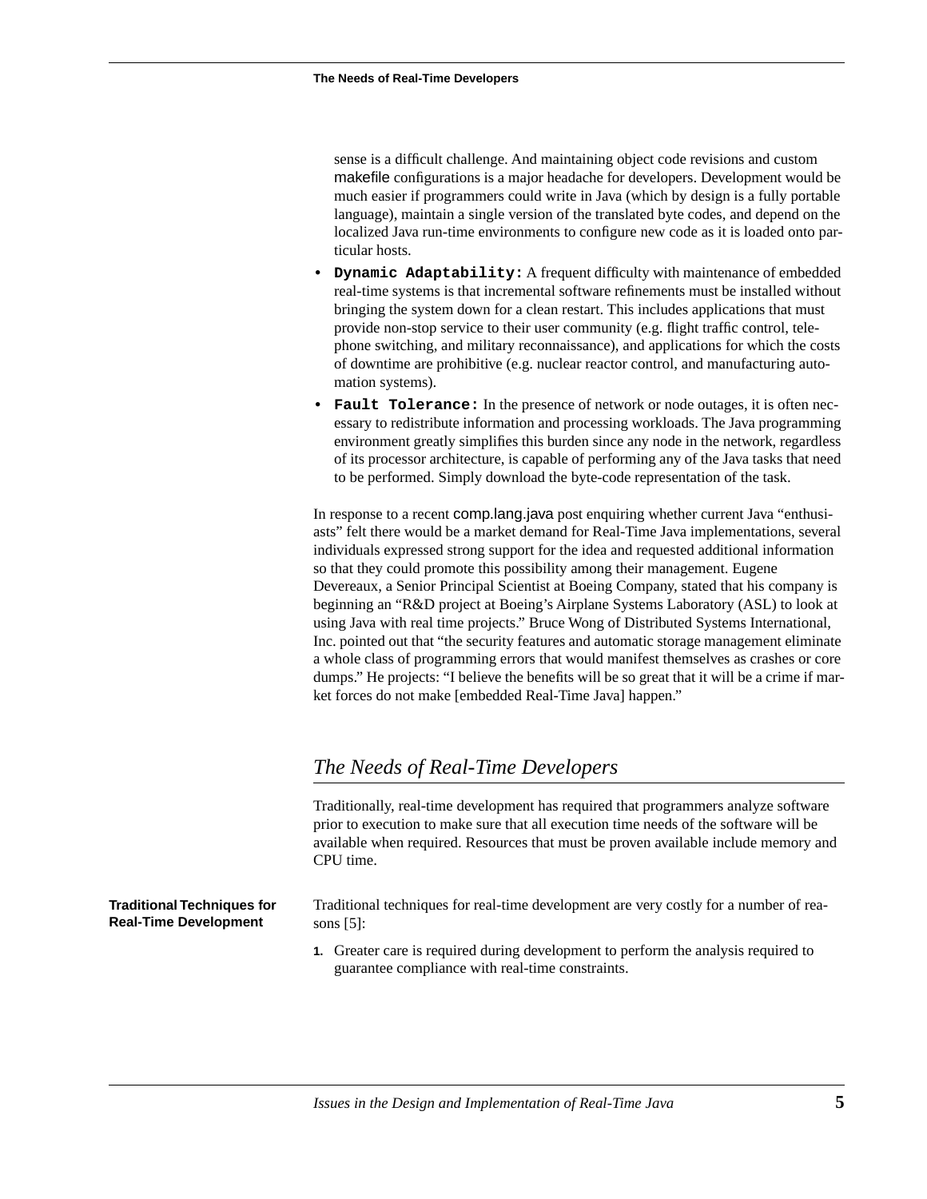sense is a difficult challenge. And maintaining object code revisions and custom makefile configurations is a major headache for developers. Development would be much easier if programmers could write in Java (which by design is a fully portable language), maintain a single version of the translated byte codes, and depend on the localized Java run-time environments to configure new code as it is loaded onto particular hosts.

- **`Dynamic Adaptability:`** A frequent difficulty with maintenance of embedded real-time systems is that incremental software refinements must be installed without bringing the system down for a clean restart. This includes applications that must provide non-stop service to their user community (e.g. flight traffic control, telephone switching, and military reconnaissance), and applications for which the costs of downtime are prohibitive (e.g. nuclear reactor control, and manufacturing automation systems).
- **`Fault Tolerance:`** In the presence of network or node outages, it is often necessary to redistribute information and processing workloads. The Java programming environment greatly simplifies this burden since any node in the network, regardless of its processor architecture, is capable of performing any of the Java tasks that need to be performed. Simply download the byte-code representation of the task.

In response to a recent comp.lang.java post enquiring whether current Java "enthusiasts" felt there would be a market demand for Real-Time Java implementations, several individuals expressed strong support for the idea and requested additional information so that they could promote this possibility among their management. Eugene Devereaux, a Senior Principal Scientist at Boeing Company, stated that his company is beginning an "R&D project at Boeing's Airplane Systems Laboratory (ASL) to look at using Java with real time projects." Bruce Wong of Distributed Systems International, Inc. pointed out that "the security features and automatic storage management eliminate a whole class of programming errors that would manifest themselves as crashes or core dumps." He projects: "I believe the benefits will be so great that it will be a crime if market forces do not make [embedded Real-Time Java] happen."

## *The Needs of Real-Time Developers*

Traditionally, real-time development has required that programmers analyze software prior to execution to make sure that all execution time needs of the software will be available when required. Resources that must be proven available include memory and CPU time.

### Traditional Techniques for Real-Time Development

Traditional techniques for real-time development are very costly for a number of reasons [5]:

1. Greater care is required during development to perform the analysis required to guarantee compliance with real-time constraints.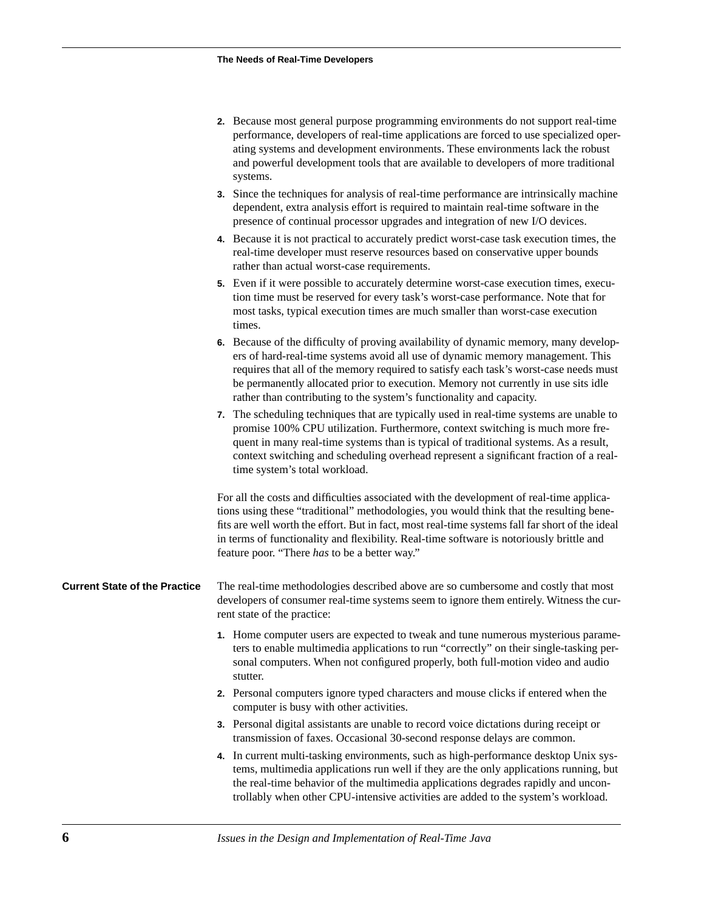2. Because most general purpose programming environments do not support real-time performance, developers of real-time applications are forced to use specialized operating systems and development environments. These environments lack the robust and powerful development tools that are available to developers of more traditional systems.
3. Since the techniques for analysis of real-time performance are intrinsically machine dependent, extra analysis effort is required to maintain real-time software in the presence of continual processor upgrades and integration of new I/O devices.
4. Because it is not practical to accurately predict worst-case task execution times, the real-time developer must reserve resources based on conservative upper bounds rather than actual worst-case requirements.
5. Even if it were possible to accurately determine worst-case execution times, execution time must be reserved for every task's worst-case performance. Note that for most tasks, typical execution times are much smaller than worst-case execution times.
6. Because of the difficulty of proving availability of dynamic memory, many developers of hard-real-time systems avoid all use of dynamic memory management. This requires that all of the memory required to satisfy each task's worst-case needs must be permanently allocated prior to execution. Memory not currently in use sits idle rather than contributing to the system's functionality and capacity.
7. The scheduling techniques that are typically used in real-time systems are unable to promise 100% CPU utilization. Furthermore, context switching is much more frequent in many real-time systems than is typical of traditional systems. As a result, context switching and scheduling overhead represent a significant fraction of a real-time system's total workload.

For all the costs and difficulties associated with the development of real-time applications using these "traditional" methodologies, you would think that the resulting benefits are well worth the effort. But in fact, most real-time systems fall far short of the ideal in terms of functionality and flexibility. Real-time software is notoriously brittle and feature poor. "There *has* to be a better way."

### Current State of the Practice

The real-time methodologies described above are so cumbersome and costly that most developers of consumer real-time systems seem to ignore them entirely. Witness the current state of the practice:

1. Home computer users are expected to tweak and tune numerous mysterious parameters to enable multimedia applications to run "correctly" on their single-tasking personal computers. When not configured properly, both full-motion video and audio stutter.
2. Personal computers ignore typed characters and mouse clicks if entered when the computer is busy with other activities.
3. Personal digital assistants are unable to record voice dictations during receipt or transmission of faxes. Occasional 30-second response delays are common.
4. In current multi-tasking environments, such as high-performance desktop Unix systems, multimedia applications run well if they are the only applications running, but the real-time behavior of the multimedia applications degrades rapidly and uncontrollably when other CPU-intensive activities are added to the system's workload.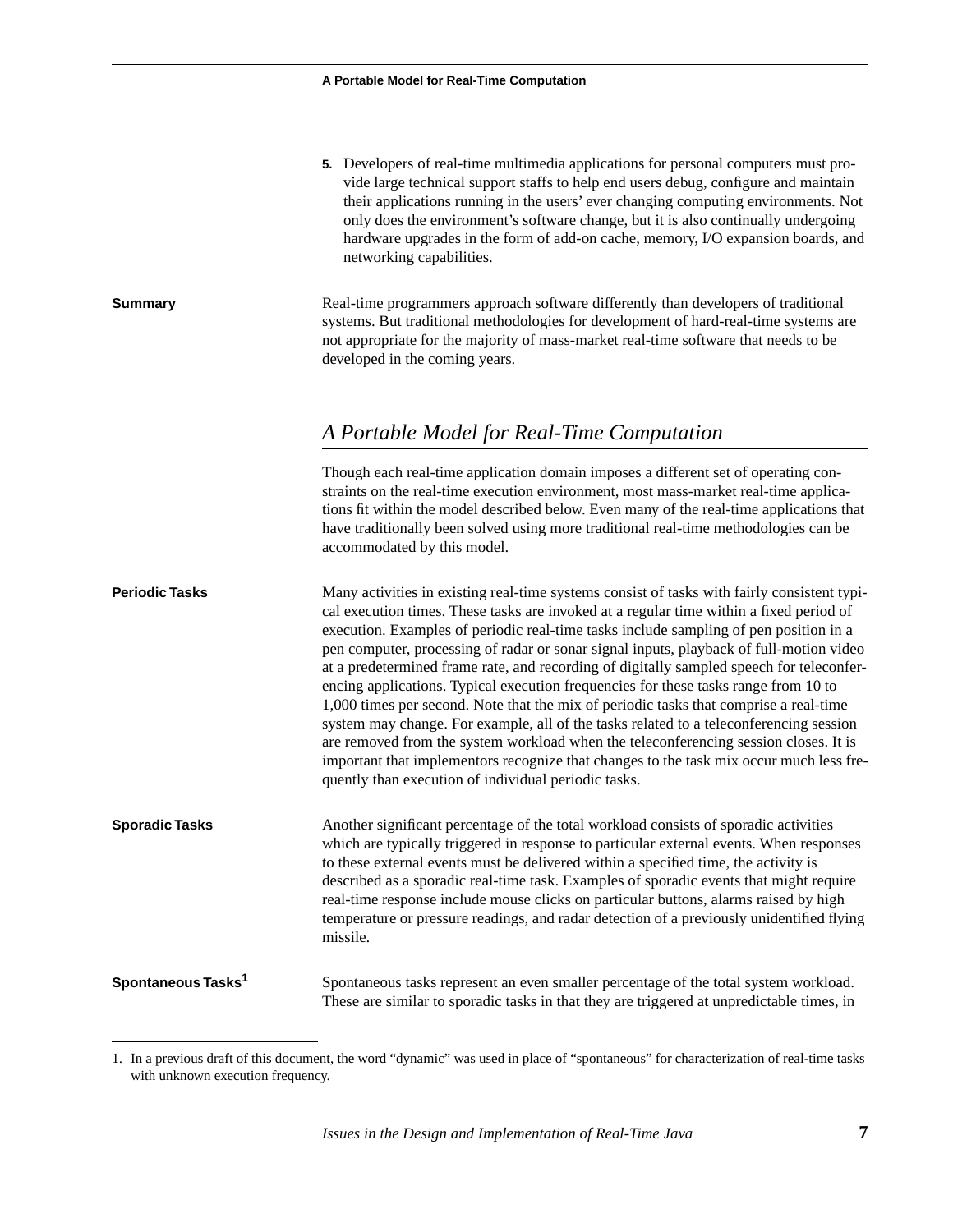5. Developers of real-time multimedia applications for personal computers must provide large technical support staffs to help end users debug, configure and maintain their applications running in the users' ever changing computing environments. Not only does the environment's software change, but it is also continually undergoing hardware upgrades in the form of add-on cache, memory, I/O expansion boards, and networking capabilities.

**Summary**

Real-time programmers approach software differently than developers of traditional systems. But traditional methodologies for development of hard-real-time systems are not appropriate for the majority of mass-market real-time software that needs to be developed in the coming years.

## *A Portable Model for Real-Time Computation*

Though each real-time application domain imposes a different set of operating constraints on the real-time execution environment, most mass-market real-time applications fit within the model described below. Even many of the real-time applications that have traditionally been solved using more traditional real-time methodologies can be accommodated by this model.

**Periodic Tasks**

Many activities in existing real-time systems consist of tasks with fairly consistent typical execution times. These tasks are invoked at a regular time within a fixed period of execution. Examples of periodic real-time tasks include sampling of pen position in a pen computer, processing of radar or sonar signal inputs, playback of full-motion video at a predetermined frame rate, and recording of digitally sampled speech for teleconferencing applications. Typical execution frequencies for these tasks range from 10 to 1,000 times per second. Note that the mix of periodic tasks that comprise a real-time system may change. For example, all of the tasks related to a teleconferencing session are removed from the system workload when the teleconferencing session closes. It is important that implementors recognize that changes to the task mix occur much less frequently than execution of individual periodic tasks.

**Sporadic Tasks**

Another significant percentage of the total workload consists of sporadic activities which are typically triggered in response to particular external events. When responses to these external events must be delivered within a specified time, the activity is described as a sporadic real-time task. Examples of sporadic events that might require real-time response include mouse clicks on particular buttons, alarms raised by high temperature or pressure readings, and radar detection of a previously unidentified flying missile.

**Spontaneous Tasks[1]**

Spontaneous tasks represent an even smaller percentage of the total system workload. These are similar to sporadic tasks in that they are triggered at unpredictable times, in

1. In a previous draft of this document, the word "dynamic" was used in place of "spontaneous" for characterization of real-time tasks with unknown execution frequency.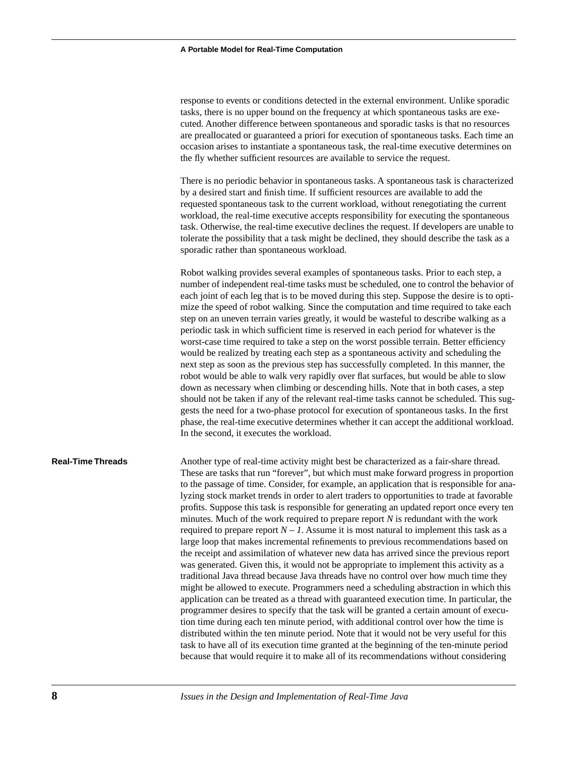response to events or conditions detected in the external environment. Unlike sporadic tasks, there is no upper bound on the frequency at which spontaneous tasks are executed. Another difference between spontaneous and sporadic tasks is that no resources are preallocated or guaranteed a priori for execution of spontaneous tasks. Each time an occasion arises to instantiate a spontaneous task, the real-time executive determines on the fly whether sufficient resources are available to service the request.

There is no periodic behavior in spontaneous tasks. A spontaneous task is characterized by a desired start and finish time. If sufficient resources are available to add the requested spontaneous task to the current workload, without renegotiating the current workload, the real-time executive accepts responsibility for executing the spontaneous task. Otherwise, the real-time executive declines the request. If developers are unable to tolerate the possibility that a task might be declined, they should describe the task as a sporadic rather than spontaneous workload.

Robot walking provides several examples of spontaneous tasks. Prior to each step, a number of independent real-time tasks must be scheduled, one to control the behavior of each joint of each leg that is to be moved during this step. Suppose the desire is to optimize the speed of robot walking. Since the computation and time required to take each step on an uneven terrain varies greatly, it would be wasteful to describe walking as a periodic task in which sufficient time is reserved in each period for whatever is the worst-case time required to take a step on the worst possible terrain. Better efficiency would be realized by treating each step as a spontaneous activity and scheduling the next step as soon as the previous step has successfully completed. In this manner, the robot would be able to walk very rapidly over flat surfaces, but would be able to slow down as necessary when climbing or descending hills. Note that in both cases, a step should not be taken if any of the relevant real-time tasks cannot be scheduled. This suggests the need for a two-phase protocol for execution of spontaneous tasks. In the first phase, the real-time executive determines whether it can accept the additional workload. In the second, it executes the workload.

## Real-Time Threads

Another type of real-time activity might best be characterized as a fair-share thread. These are tasks that run “forever”, but which must make forward progress in proportion to the passage of time. Consider, for example, an application that is responsible for analyzing stock market trends in order to alert traders to opportunities to trade at favorable profits. Suppose this task is responsible for generating an updated report once every ten minutes. Much of the work required to prepare report $N$ is redundant with the work required to prepare report $N - 1$. Assume it is most natural to implement this task as a large loop that makes incremental refinements to previous recommendations based on the receipt and assimilation of whatever new data has arrived since the previous report was generated. Given this, it would not be appropriate to implement this activity as a traditional Java thread because Java threads have no control over how much time they might be allowed to execute. Programmers need a scheduling abstraction in which this application can be treated as a thread with guaranteed execution time. In particular, the programmer desires to specify that the task will be granted a certain amount of execution time during each ten minute period, with additional control over how the time is distributed within the ten minute period. Note that it would not be very useful for this task to have all of its execution time granted at the beginning of the ten-minute period because that would require it to make all of its recommendations without considering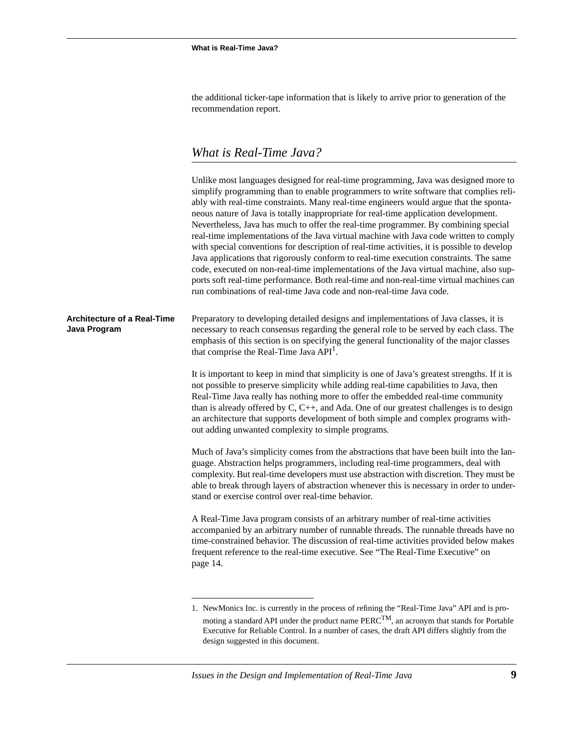the additional ticker-tape information that is likely to arrive prior to generation of the recommendation report.

## *What is Real-Time Java?*

Unlike most languages designed for real-time programming, Java was designed more to simplify programming than to enable programmers to write software that complies reliably with real-time constraints. Many real-time engineers would argue that the spontaneous nature of Java is totally inappropriate for real-time application development. Nevertheless, Java has much to offer the real-time programmer. By combining special real-time implementations of the Java virtual machine with Java code written to comply with special conventions for description of real-time activities, it is possible to develop Java applications that rigorously conform to real-time execution constraints. The same code, executed on non-real-time implementations of the Java virtual machine, also supports soft real-time performance. Both real-time and non-real-time virtual machines can run combinations of real-time Java code and non-real-time Java code.

### Architecture of a Real-Time Java Program

Preparatory to developing detailed designs and implementations of Java classes, it is necessary to reach consensus regarding the general role to be served by each class. The emphasis of this section is on specifying the general functionality of the major classes that comprise the Real-Time Java API[1].

It is important to keep in mind that simplicity is one of Java's greatest strengths. If it is not possible to preserve simplicity while adding real-time capabilities to Java, then Real-Time Java really has nothing more to offer the embedded real-time community than is already offered by C, C++, and Ada. One of our greatest challenges is to design an architecture that supports development of both simple and complex programs without adding unwanted complexity to simple programs.

Much of Java's simplicity comes from the abstractions that have been built into the language. Abstraction helps programmers, including real-time programmers, deal with complexity. But real-time developers must use abstraction with discretion. They must be able to break through layers of abstraction whenever this is necessary in order to understand or exercise control over real-time behavior.

A Real-Time Java program consists of an arbitrary number of real-time activities accompanied by an arbitrary number of runnable threads. The runnable threads have no time-constrained behavior. The discussion of real-time activities provided below makes frequent reference to the real-time executive. See "The Real-Time Executive" on page 14.

---

1. NewMonics Inc. is currently in the process of refining the "Real-Time Java" API and is promoting a standard API under the product name PERC™, an acronym that stands for Portable Executive for Reliable Control. In a number of cases, the draft API differs slightly from the design suggested in this document.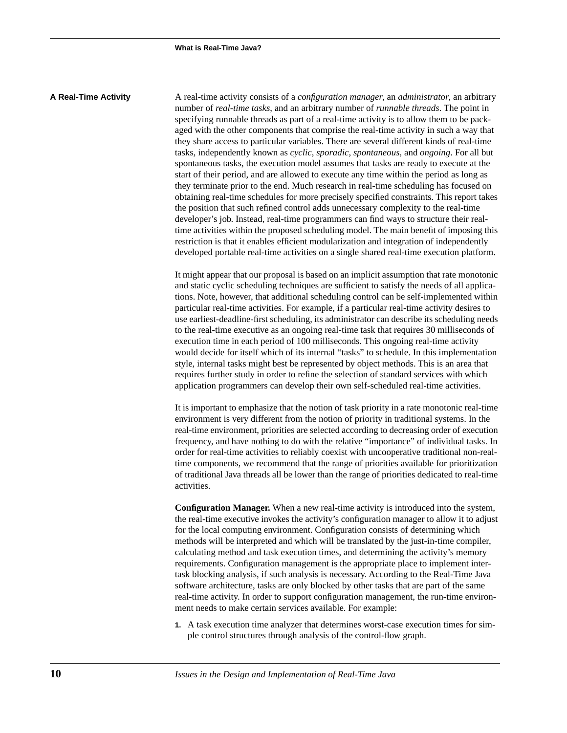## A Real-Time Activity

A real-time activity consists of a *configuration manager*, an *administrator*, an arbitrary number of *real-time tasks*, and an arbitrary number of *runnable threads*. The point in specifying runnable threads as part of a real-time activity is to allow them to be packaged with the other components that comprise the real-time activity in such a way that they share access to particular variables. There are several different kinds of real-time tasks, independently known as *cyclic*, *sporadic*, *spontaneous*, and *ongoing*. For all but spontaneous tasks, the execution model assumes that tasks are ready to execute at the start of their period, and are allowed to execute any time within the period as long as they terminate prior to the end. Much research in real-time scheduling has focused on obtaining real-time schedules for more precisely specified constraints. This report takes the position that such refined control adds unnecessary complexity to the real-time developer's job. Instead, real-time programmers can find ways to structure their real-time activities within the proposed scheduling model. The main benefit of imposing this restriction is that it enables efficient modularization and integration of independently developed portable real-time activities on a single shared real-time execution platform.

It might appear that our proposal is based on an implicit assumption that rate monotonic and static cyclic scheduling techniques are sufficient to satisfy the needs of all applications. Note, however, that additional scheduling control can be self-implemented within particular real-time activities. For example, if a particular real-time activity desires to use earliest-deadline-first scheduling, its administrator can describe its scheduling needs to the real-time executive as an ongoing real-time task that requires 30 milliseconds of execution time in each period of 100 milliseconds. This ongoing real-time activity would decide for itself which of its internal "tasks" to schedule. In this implementation style, internal tasks might best be represented by object methods. This is an area that requires further study in order to refine the selection of standard services with which application programmers can develop their own self-scheduled real-time activities.

It is important to emphasize that the notion of task priority in a rate monotonic real-time environment is very different from the notion of priority in traditional systems. In the real-time environment, priorities are selected according to decreasing order of execution frequency, and have nothing to do with the relative "importance" of individual tasks. In order for real-time activities to reliably coexist with uncooperative traditional non-real-time components, we recommend that the range of priorities available for prioritization of traditional Java threads all be lower than the range of priorities dedicated to real-time activities.

**Configuration Manager.** When a new real-time activity is introduced into the system, the real-time executive invokes the activity's configuration manager to allow it to adjust for the local computing environment. Configuration consists of determining which methods will be interpreted and which will be translated by the just-in-time compiler, calculating method and task execution times, and determining the activity's memory requirements. Configuration management is the appropriate place to implement inter-task blocking analysis, if such analysis is necessary. According to the Real-Time Java software architecture, tasks are only blocked by other tasks that are part of the same real-time activity. In order to support configuration management, the run-time environment needs to make certain services available. For example:

1. A task execution time analyzer that determines worst-case execution times for simple control structures through analysis of the control-flow graph.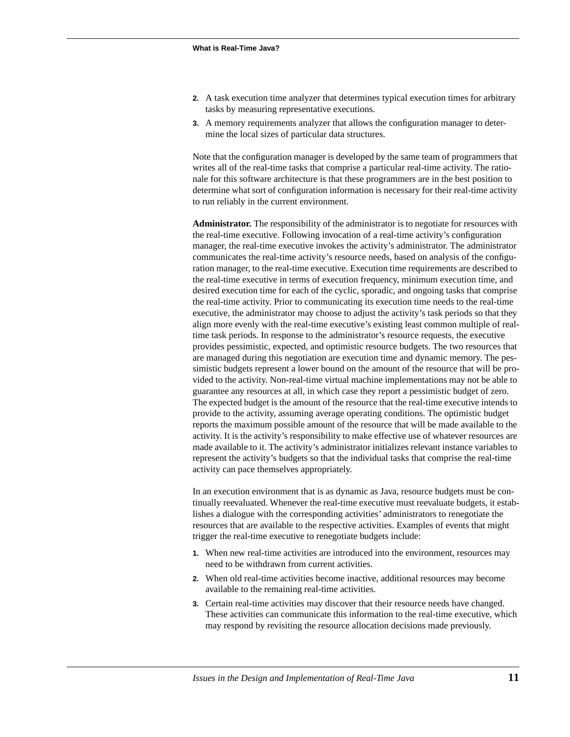2. A task execution time analyzer that determines typical execution times for arbitrary tasks by measuring representative executions.
3. A memory requirements analyzer that allows the configuration manager to determine the local sizes of particular data structures.

Note that the configuration manager is developed by the same team of programmers that writes all of the real-time tasks that comprise a particular real-time activity. The rationale for this software architecture is that these programmers are in the best position to determine what sort of configuration information is necessary for their real-time activity to run reliably in the current environment.

**Administrator.** The responsibility of the administrator is to negotiate for resources with the real-time executive. Following invocation of a real-time activity's configuration manager, the real-time executive invokes the activity's administrator. The administrator communicates the real-time activity's resource needs, based on analysis of the configuration manager, to the real-time executive. Execution time requirements are described to the real-time executive in terms of execution frequency, minimum execution time, and desired execution time for each of the cyclic, sporadic, and ongoing tasks that comprise the real-time activity. Prior to communicating its execution time needs to the real-time executive, the administrator may choose to adjust the activity's task periods so that they align more evenly with the real-time executive's existing least common multiple of real-time task periods. In response to the administrator's resource requests, the executive provides pessimistic, expected, and optimistic resource budgets. The two resources that are managed during this negotiation are execution time and dynamic memory. The pessimistic budgets represent a lower bound on the amount of the resource that will be provided to the activity. Non-real-time virtual machine implementations may not be able to guarantee any resources at all, in which case they report a pessimistic budget of zero. The expected budget is the amount of the resource that the real-time executive intends to provide to the activity, assuming average operating conditions. The optimistic budget reports the maximum possible amount of the resource that will be made available to the activity. It is the activity's responsibility to make effective use of whatever resources are made available to it. The activity's administrator initializes relevant instance variables to represent the activity's budgets so that the individual tasks that comprise the real-time activity can pace themselves appropriately.

In an execution environment that is as dynamic as Java, resource budgets must be continually reevaluated. Whenever the real-time executive must reevaluate budgets, it establishes a dialogue with the corresponding activities' administrators to renegotiate the resources that are available to the respective activities. Examples of events that might trigger the real-time executive to renegotiate budgets include:

1. When new real-time activities are introduced into the environment, resources may need to be withdrawn from current activities.
2. When old real-time activities become inactive, additional resources may become available to the remaining real-time activities.
3. Certain real-time activities may discover that their resource needs have changed. These activities can communicate this information to the real-time executive, which may respond by revisiting the resource allocation decisions made previously.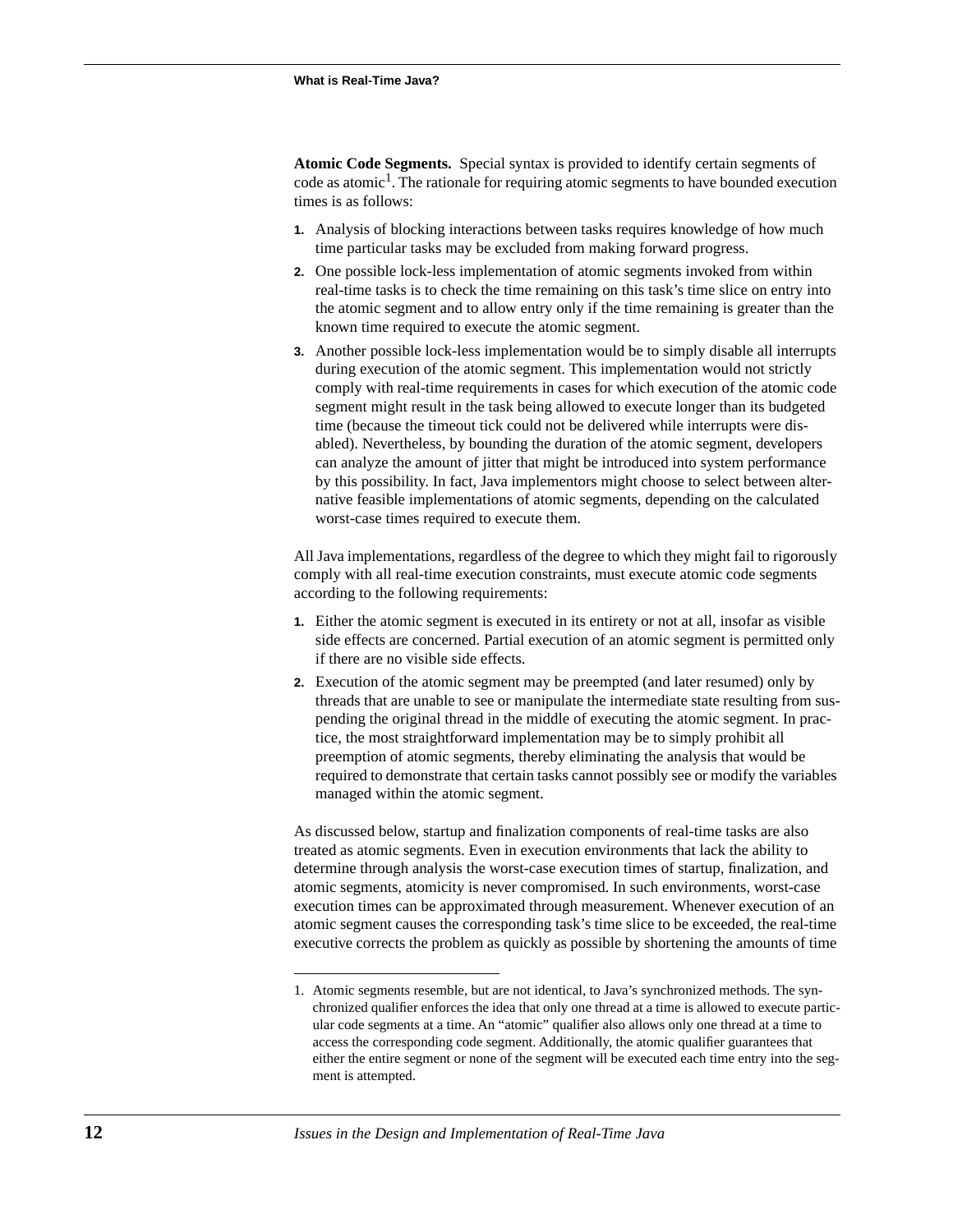**Atomic Code Segments.** Special syntax is provided to identify certain segments of code as atomic[1]. The rationale for requiring atomic segments to have bounded execution times is as follows:

1. Analysis of blocking interactions between tasks requires knowledge of how much time particular tasks may be excluded from making forward progress.
2. One possible lock-less implementation of atomic segments invoked from within real-time tasks is to check the time remaining on this task's time slice on entry into the atomic segment and to allow entry only if the time remaining is greater than the known time required to execute the atomic segment.
3. Another possible lock-less implementation would be to simply disable all interrupts during execution of the atomic segment. This implementation would not strictly comply with real-time requirements in cases for which execution of the atomic code segment might result in the task being allowed to execute longer than its budgeted time (because the timeout tick could not be delivered while interrupts were disabled). Nevertheless, by bounding the duration of the atomic segment, developers can analyze the amount of jitter that might be introduced into system performance by this possibility. In fact, Java implementors might choose to select between alternative feasible implementations of atomic segments, depending on the calculated worst-case times required to execute them.

All Java implementations, regardless of the degree to which they might fail to rigorously comply with all real-time execution constraints, must execute atomic code segments according to the following requirements:

1. Either the atomic segment is executed in its entirety or not at all, insofar as visible side effects are concerned. Partial execution of an atomic segment is permitted only if there are no visible side effects.
2. Execution of the atomic segment may be preempted (and later resumed) only by threads that are unable to see or manipulate the intermediate state resulting from suspending the original thread in the middle of executing the atomic segment. In practice, the most straightforward implementation may be to simply prohibit all preemption of atomic segments, thereby eliminating the analysis that would be required to demonstrate that certain tasks cannot possibly see or modify the variables managed within the atomic segment.

As discussed below, startup and finalization components of real-time tasks are also treated as atomic segments. Even in execution environments that lack the ability to determine through analysis the worst-case execution times of startup, finalization, and atomic segments, atomicity is never compromised. In such environments, worst-case execution times can be approximated through measurement. Whenever execution of an atomic segment causes the corresponding task's time slice to be exceeded, the real-time executive corrects the problem as quickly as possible by shortening the amounts of time

---

1. Atomic segments resemble, but are not identical, to Java's synchronized methods. The synchronized qualifier enforces the idea that only one thread at a time is allowed to execute particular code segments at a time. An "atomic" qualifier also allows only one thread at a time to access the corresponding code segment. Additionally, the atomic qualifier guarantees that either the entire segment or none of the segment will be executed each time entry into the segment is attempted.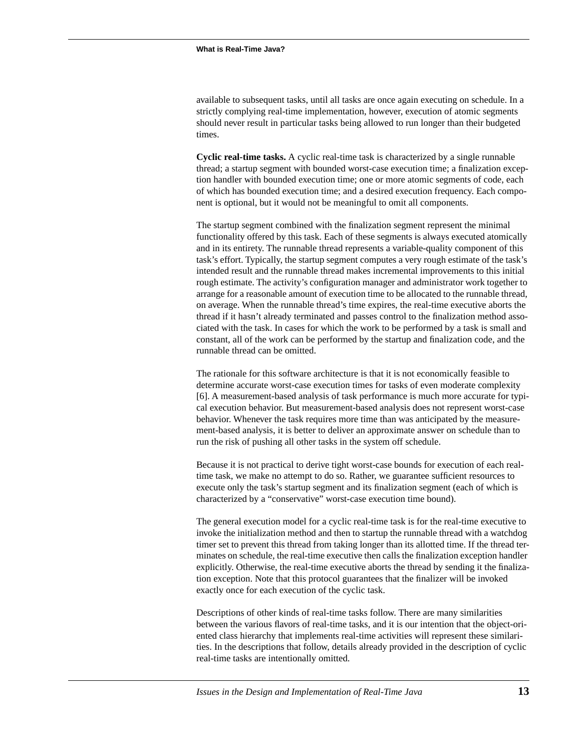available to subsequent tasks, until all tasks are once again executing on schedule. In a strictly complying real-time implementation, however, execution of atomic segments should never result in particular tasks being allowed to run longer than their budgeted times.

**Cyclic real-time tasks.** A cyclic real-time task is characterized by a single runnable thread; a startup segment with bounded worst-case execution time; a finalization exception handler with bounded execution time; one or more atomic segments of code, each of which has bounded execution time; and a desired execution frequency. Each component is optional, but it would not be meaningful to omit all components.

The startup segment combined with the finalization segment represent the minimal functionality offered by this task. Each of these segments is always executed atomically and in its entirety. The runnable thread represents a variable-quality component of this task's effort. Typically, the startup segment computes a very rough estimate of the task's intended result and the runnable thread makes incremental improvements to this initial rough estimate. The activity's configuration manager and administrator work together to arrange for a reasonable amount of execution time to be allocated to the runnable thread, on average. When the runnable thread's time expires, the real-time executive aborts the thread if it hasn't already terminated and passes control to the finalization method associated with the task. In cases for which the work to be performed by a task is small and constant, all of the work can be performed by the startup and finalization code, and the runnable thread can be omitted.

The rationale for this software architecture is that it is not economically feasible to determine accurate worst-case execution times for tasks of even moderate complexity [6]. A measurement-based analysis of task performance is much more accurate for typical execution behavior. But measurement-based analysis does not represent worst-case behavior. Whenever the task requires more time than was anticipated by the measurement-based analysis, it is better to deliver an approximate answer on schedule than to run the risk of pushing all other tasks in the system off schedule.

Because it is not practical to derive tight worst-case bounds for execution of each real-time task, we make no attempt to do so. Rather, we guarantee sufficient resources to execute only the task's startup segment and its finalization segment (each of which is characterized by a "conservative" worst-case execution time bound).

The general execution model for a cyclic real-time task is for the real-time executive to invoke the initialization method and then to startup the runnable thread with a watchdog timer set to prevent this thread from taking longer than its allotted time. If the thread terminates on schedule, the real-time executive then calls the finalization exception handler explicitly. Otherwise, the real-time executive aborts the thread by sending it the finalization exception. Note that this protocol guarantees that the finalizer will be invoked exactly once for each execution of the cyclic task.

Descriptions of other kinds of real-time tasks follow. There are many similarities between the various flavors of real-time tasks, and it is our intention that the object-oriented class hierarchy that implements real-time activities will represent these similarities. In the descriptions that follow, details already provided in the description of cyclic real-time tasks are intentionally omitted.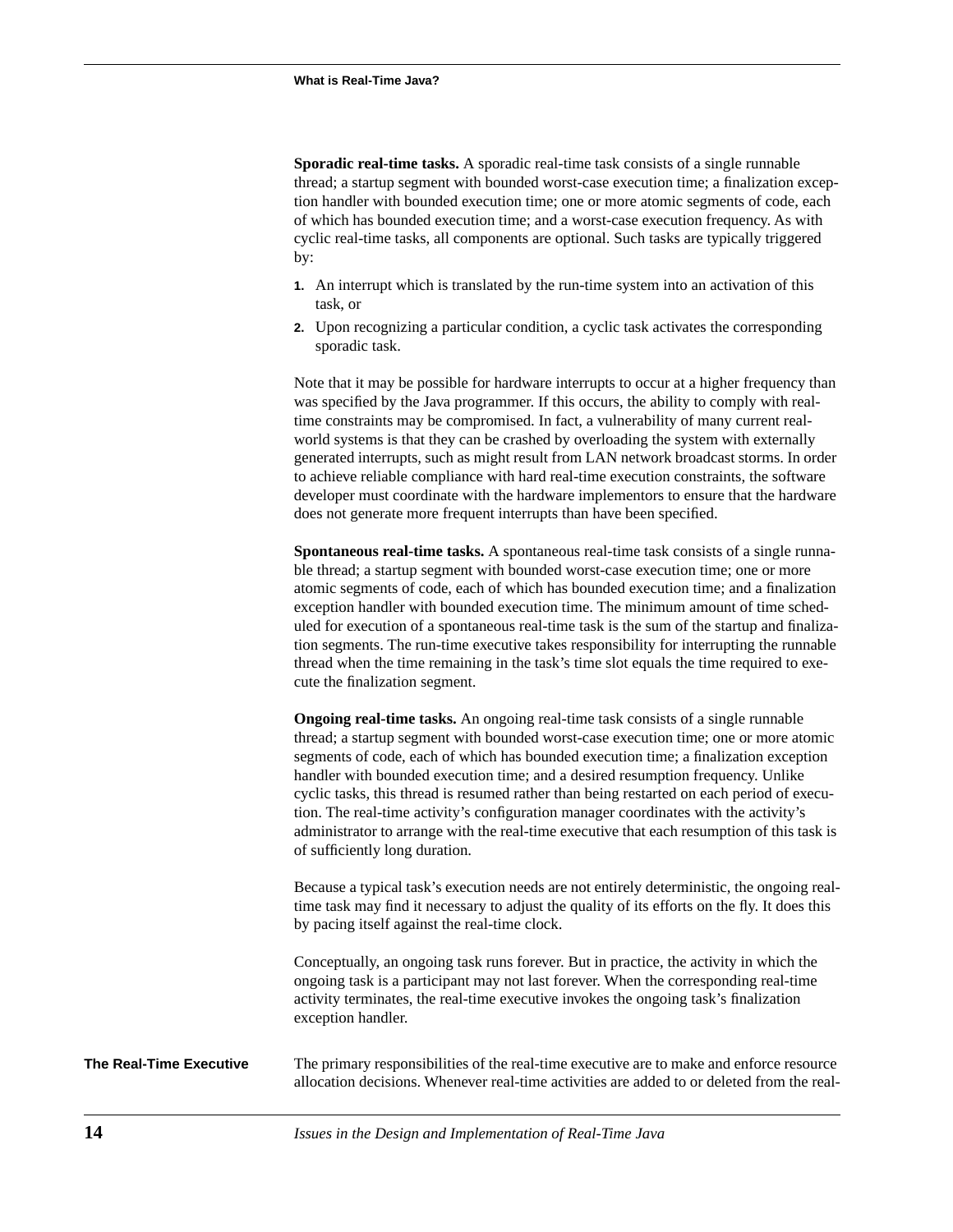**Sporadic real-time tasks.** A sporadic real-time task consists of a single runnable thread; a startup segment with bounded worst-case execution time; a finalization exception handler with bounded execution time; one or more atomic segments of code, each of which has bounded execution time; and a worst-case execution frequency. As with cyclic real-time tasks, all components are optional. Such tasks are typically triggered by:

1. An interrupt which is translated by the run-time system into an activation of this task, or
2. Upon recognizing a particular condition, a cyclic task activates the corresponding sporadic task.

Note that it may be possible for hardware interrupts to occur at a higher frequency than was specified by the Java programmer. If this occurs, the ability to comply with real-time constraints may be compromised. In fact, a vulnerability of many current real-world systems is that they can be crashed by overloading the system with externally generated interrupts, such as might result from LAN network broadcast storms. In order to achieve reliable compliance with hard real-time execution constraints, the software developer must coordinate with the hardware implementors to ensure that the hardware does not generate more frequent interrupts than have been specified.

**Spontaneous real-time tasks.** A spontaneous real-time task consists of a single runnable thread; a startup segment with bounded worst-case execution time; one or more atomic segments of code, each of which has bounded execution time; and a finalization exception handler with bounded execution time. The minimum amount of time scheduled for execution of a spontaneous real-time task is the sum of the startup and finalization segments. The run-time executive takes responsibility for interrupting the runnable thread when the time remaining in the task's time slot equals the time required to execute the finalization segment.

**Ongoing real-time tasks.** An ongoing real-time task consists of a single runnable thread; a startup segment with bounded worst-case execution time; one or more atomic segments of code, each of which has bounded execution time; a finalization exception handler with bounded execution time; and a desired resumption frequency. Unlike cyclic tasks, this thread is resumed rather than being restarted on each period of execution. The real-time activity's configuration manager coordinates with the activity's administrator to arrange with the real-time executive that each resumption of this task is of sufficiently long duration.

Because a typical task's execution needs are not entirely deterministic, the ongoing real-time task may find it necessary to adjust the quality of its efforts on the fly. It does this by pacing itself against the real-time clock.

Conceptually, an ongoing task runs forever. But in practice, the activity in which the ongoing task is a participant may not last forever. When the corresponding real-time activity terminates, the real-time executive invokes the ongoing task's finalization exception handler.

### The Real-Time Executive

The primary responsibilities of the real-time executive are to make and enforce resource allocation decisions. Whenever real-time activities are added to or deleted from the real-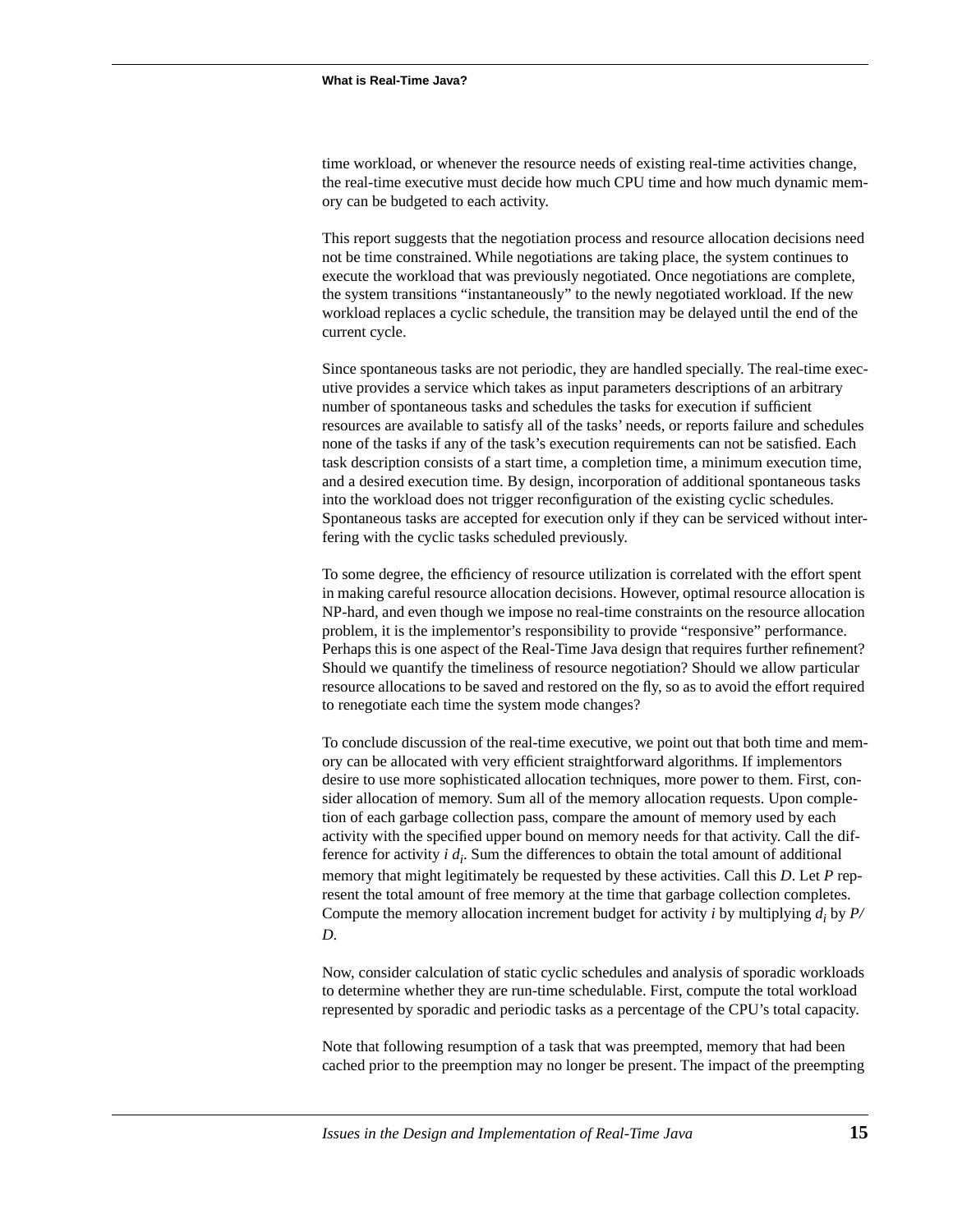time workload, or whenever the resource needs of existing real-time activities change, the real-time executive must decide how much CPU time and how much dynamic memory can be budgeted to each activity.

This report suggests that the negotiation process and resource allocation decisions need not be time constrained. While negotiations are taking place, the system continues to execute the workload that was previously negotiated. Once negotiations are complete, the system transitions “instantaneously” to the newly negotiated workload. If the new workload replaces a cyclic schedule, the transition may be delayed until the end of the current cycle.

Since spontaneous tasks are not periodic, they are handled specially. The real-time executive provides a service which takes as input parameters descriptions of an arbitrary number of spontaneous tasks and schedules the tasks for execution if sufficient resources are available to satisfy all of the tasks’ needs, or reports failure and schedules none of the tasks if any of the task’s execution requirements can not be satisfied. Each task description consists of a start time, a completion time, a minimum execution time, and a desired execution time. By design, incorporation of additional spontaneous tasks into the workload does not trigger reconfiguration of the existing cyclic schedules. Spontaneous tasks are accepted for execution only if they can be serviced without interfering with the cyclic tasks scheduled previously.

To some degree, the efficiency of resource utilization is correlated with the effort spent in making careful resource allocation decisions. However, optimal resource allocation is NP-hard, and even though we impose no real-time constraints on the resource allocation problem, it is the implementor’s responsibility to provide “responsive” performance. Perhaps this is one aspect of the Real-Time Java design that requires further refinement? Should we quantify the timeliness of resource negotiation? Should we allow particular resource allocations to be saved and restored on the fly, so as to avoid the effort required to renegotiate each time the system mode changes?

To conclude discussion of the real-time executive, we point out that both time and memory can be allocated with very efficient straightforward algorithms. If implementors desire to use more sophisticated allocation techniques, more power to them. First, consider allocation of memory. Sum all of the memory allocation requests. Upon completion of each garbage collection pass, compare the amount of memory used by each activity with the specified upper bound on memory needs for that activity. Call the difference for activity $i$ $d_i$. Sum the differences to obtain the total amount of additional memory that might legitimately be requested by these activities. Call this $D$. Let $P$ represent the total amount of free memory at the time that garbage collection completes. Compute the memory allocation increment budget for activity $i$ by multiplying $d_i$ by $P/D$.

Now, consider calculation of static cyclic schedules and analysis of sporadic workloads to determine whether they are run-time schedulable. First, compute the total workload represented by sporadic and periodic tasks as a percentage of the CPU’s total capacity.

Note that following resumption of a task that was preempted, memory that had been cached prior to the preemption may no longer be present. The impact of the preempting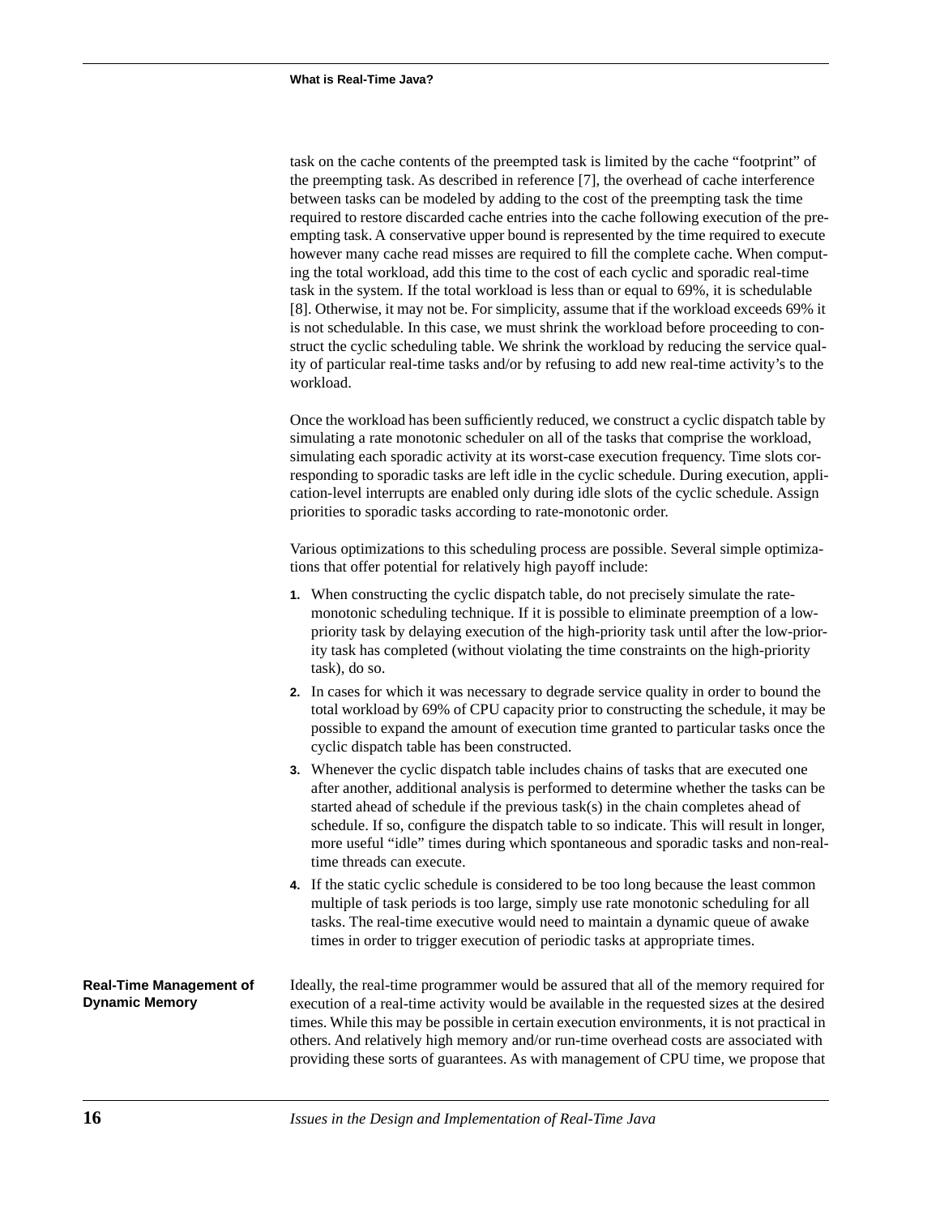task on the cache contents of the preempted task is limited by the cache "footprint" of the preempting task. As described in reference [7], the overhead of cache interference between tasks can be modeled by adding to the cost of the preempting task the time required to restore discarded cache entries into the cache following execution of the preempting task. A conservative upper bound is represented by the time required to execute however many cache read misses are required to fill the complete cache. When computing the total workload, add this time to the cost of each cyclic and sporadic real-time task in the system. If the total workload is less than or equal to 69%, it is schedulable [8]. Otherwise, it may not be. For simplicity, assume that if the workload exceeds 69% it is not schedulable. In this case, we must shrink the workload before proceeding to construct the cyclic scheduling table. We shrink the workload by reducing the service quality of particular real-time tasks and/or by refusing to add new real-time activity's to the workload.

Once the workload has been sufficiently reduced, we construct a cyclic dispatch table by simulating a rate monotonic scheduler on all of the tasks that comprise the workload, simulating each sporadic activity at its worst-case execution frequency. Time slots corresponding to sporadic tasks are left idle in the cyclic schedule. During execution, application-level interrupts are enabled only during idle slots of the cyclic schedule. Assign priorities to sporadic tasks according to rate-monotonic order.

Various optimizations to this scheduling process are possible. Several simple optimizations that offer potential for relatively high payoff include:

1. When constructing the cyclic dispatch table, do not precisely simulate the rate-monotonic scheduling technique. If it is possible to eliminate preemption of a low-priority task by delaying execution of the high-priority task until after the low-priority task has completed (without violating the time constraints on the high-priority task), do so.
2. In cases for which it was necessary to degrade service quality in order to bound the total workload by 69% of CPU capacity prior to constructing the schedule, it may be possible to expand the amount of execution time granted to particular tasks once the cyclic dispatch table has been constructed.
3. Whenever the cyclic dispatch table includes chains of tasks that are executed one after another, additional analysis is performed to determine whether the tasks can be started ahead of schedule if the previous task(s) in the chain completes ahead of schedule. If so, configure the dispatch table to so indicate. This will result in longer, more useful "idle" times during which spontaneous and sporadic tasks and non-real-time threads can execute.
4. If the static cyclic schedule is considered to be too long because the least common multiple of task periods is too large, simply use rate monotonic scheduling for all tasks. The real-time executive would need to maintain a dynamic queue of awake times in order to trigger execution of periodic tasks at appropriate times.

## Real-Time Management of Dynamic Memory

Ideally, the real-time programmer would be assured that all of the memory required for execution of a real-time activity would be available in the requested sizes at the desired times. While this may be possible in certain execution environments, it is not practical in others. And relatively high memory and/or run-time overhead costs are associated with providing these sorts of guarantees. As with management of CPU time, we propose that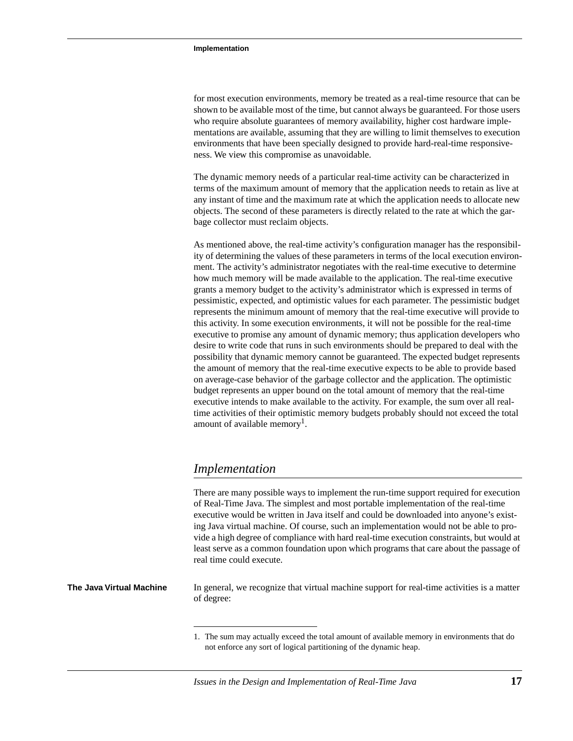for most execution environments, memory be treated as a real-time resource that can be shown to be available most of the time, but cannot always be guaranteed. For those users who require absolute guarantees of memory availability, higher cost hardware implementations are available, assuming that they are willing to limit themselves to execution environments that have been specially designed to provide hard-real-time responsiveness. We view this compromise as unavoidable.

The dynamic memory needs of a particular real-time activity can be characterized in terms of the maximum amount of memory that the application needs to retain as live at any instant of time and the maximum rate at which the application needs to allocate new objects. The second of these parameters is directly related to the rate at which the garbage collector must reclaim objects.

As mentioned above, the real-time activity's configuration manager has the responsibility of determining the values of these parameters in terms of the local execution environment. The activity's administrator negotiates with the real-time executive to determine how much memory will be made available to the application. The real-time executive grants a memory budget to the activity's administrator which is expressed in terms of pessimistic, expected, and optimistic values for each parameter. The pessimistic budget represents the minimum amount of memory that the real-time executive will provide to this activity. In some execution environments, it will not be possible for the real-time executive to promise any amount of dynamic memory; thus application developers who desire to write code that runs in such environments should be prepared to deal with the possibility that dynamic memory cannot be guaranteed. The expected budget represents the amount of memory that the real-time executive expects to be able to provide based on average-case behavior of the garbage collector and the application. The optimistic budget represents an upper bound on the total amount of memory that the real-time executive intends to make available to the activity. For example, the sum over all real-time activities of their optimistic memory budgets probably should not exceed the total amount of available memory[1].

## *Implementation*

There are many possible ways to implement the run-time support required for execution of Real-Time Java. The simplest and most portable implementation of the real-time executive would be written in Java itself and could be downloaded into anyone's existing Java virtual machine. Of course, such an implementation would not be able to provide a high degree of compliance with hard real-time execution constraints, but would at least serve as a common foundation upon which programs that care about the passage of real time could execute.

**The Java Virtual Machine**

In general, we recognize that virtual machine support for real-time activities is a matter of degree:

---

1. The sum may actually exceed the total amount of available memory in environments that do not enforce any sort of logical partitioning of the dynamic heap.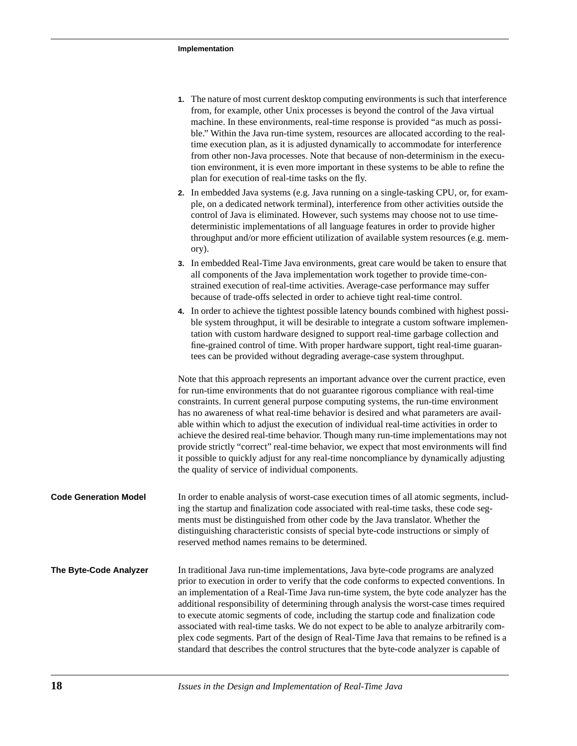1. The nature of most current desktop computing environments is such that interference from, for example, other Unix processes is beyond the control of the Java virtual machine. In these environments, real-time response is provided "as much as possible." Within the Java run-time system, resources are allocated according to the real-time execution plan, as it is adjusted dynamically to accommodate for interference from other non-Java processes. Note that because of non-determinism in the execution environment, it is even more important in these systems to be able to refine the plan for execution of real-time tasks on the fly.
2. In embedded Java systems (e.g. Java running on a single-tasking CPU, or, for example, on a dedicated network terminal), interference from other activities outside the control of Java is eliminated. However, such systems may choose not to use time-deterministic implementations of all language features in order to provide higher throughput and/or more efficient utilization of available system resources (e.g. memory).
3. In embedded Real-Time Java environments, great care would be taken to ensure that all components of the Java implementation work together to provide time-constrained execution of real-time activities. Average-case performance may suffer because of trade-offs selected in order to achieve tight real-time control.
4. In order to achieve the tightest possible latency bounds combined with highest possible system throughput, it will be desirable to integrate a custom software implementation with custom hardware designed to support real-time garbage collection and fine-grained control of time. With proper hardware support, tight real-time guarantees can be provided without degrading average-case system throughput.

Note that this approach represents an important advance over the current practice, even for run-time environments that do not guarantee rigorous compliance with real-time constraints. In current general purpose computing systems, the run-time environment has no awareness of what real-time behavior is desired and what parameters are available within which to adjust the execution of individual real-time activities in order to achieve the desired real-time behavior. Though many run-time implementations may not provide strictly "correct" real-time behavior, we expect that most environments will find it possible to quickly adjust for any real-time noncompliance by dynamically adjusting the quality of service of individual components.

### Code Generation Model

In order to enable analysis of worst-case execution times of all atomic segments, including the startup and finalization code associated with real-time tasks, these code segments must be distinguished from other code by the Java translator. Whether the distinguishing characteristic consists of special byte-code instructions or simply of reserved method names remains to be determined.

### The Byte-Code Analyzer

In traditional Java run-time implementations, Java byte-code programs are analyzed prior to execution in order to verify that the code conforms to expected conventions. In an implementation of a Real-Time Java run-time system, the byte code analyzer has the additional responsibility of determining through analysis the worst-case times required to execute atomic segments of code, including the startup and finalization code associated with real-time tasks. We do not expect to be able to analyze arbitrarily complex code segments. Part of the design of Real-Time Java that remains to be refined is a standard that describes the control structures that the byte-code analyzer is capable of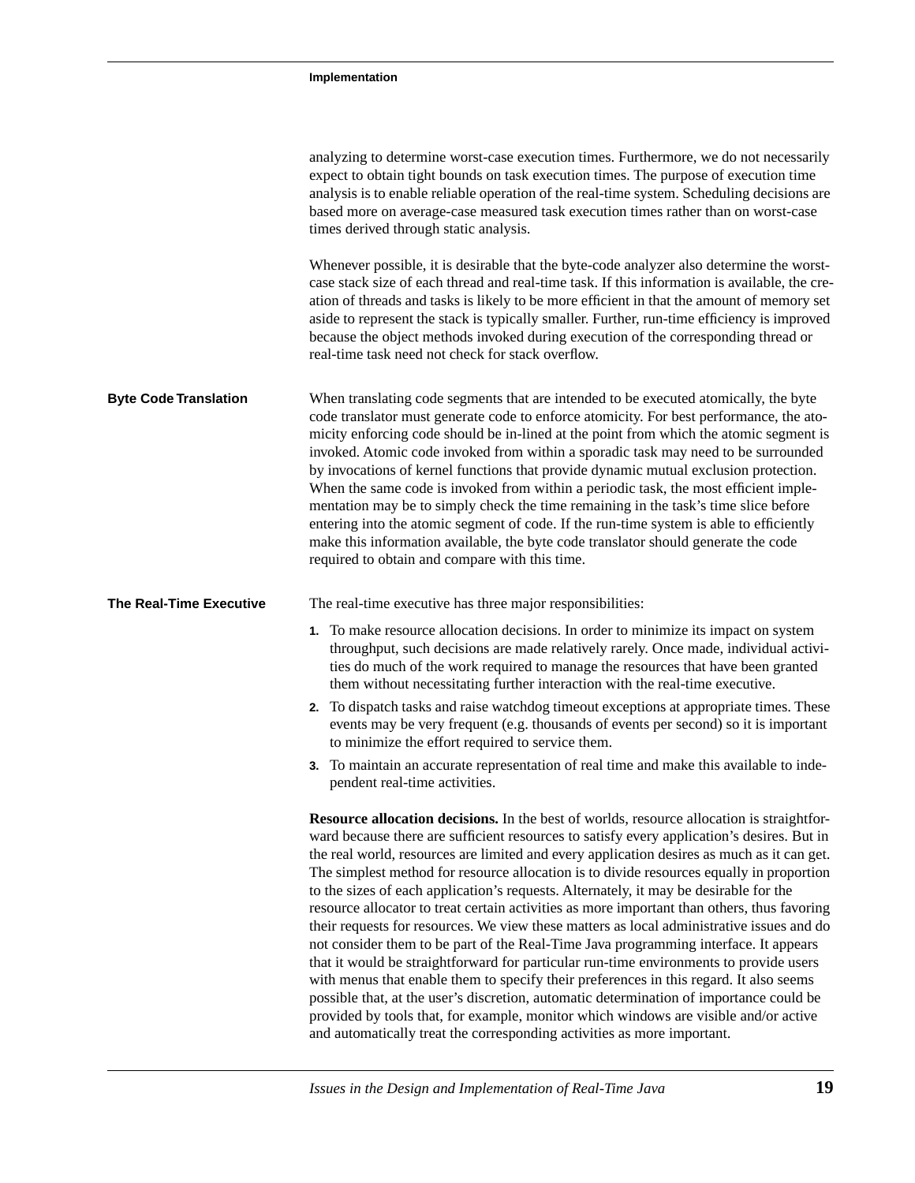analyzing to determine worst-case execution times. Furthermore, we do not necessarily expect to obtain tight bounds on task execution times. The purpose of execution time analysis is to enable reliable operation of the real-time system. Scheduling decisions are based more on average-case measured task execution times rather than on worst-case times derived through static analysis.

Whenever possible, it is desirable that the byte-code analyzer also determine the worst-case stack size of each thread and real-time task. If this information is available, the creation of threads and tasks is likely to be more efficient in that the amount of memory set aside to represent the stack is typically smaller. Further, run-time efficiency is improved because the object methods invoked during execution of the corresponding thread or real-time task need not check for stack overflow.

## Byte Code Translation

When translating code segments that are intended to be executed atomically, the byte code translator must generate code to enforce atomicity. For best performance, the atomicity enforcing code should be in-lined at the point from which the atomic segment is invoked. Atomic code invoked from within a sporadic task may need to be surrounded by invocations of kernel functions that provide dynamic mutual exclusion protection. When the same code is invoked from within a periodic task, the most efficient implementation may be to simply check the time remaining in the task's time slice before entering into the atomic segment of code. If the run-time system is able to efficiently make this information available, the byte code translator should generate the code required to obtain and compare with this time.

## The Real-Time Executive

The real-time executive has three major responsibilities:

1. To make resource allocation decisions. In order to minimize its impact on system throughput, such decisions are made relatively rarely. Once made, individual activities do much of the work required to manage the resources that have been granted them without necessitating further interaction with the real-time executive.
2. To dispatch tasks and raise watchdog timeout exceptions at appropriate times. These events may be very frequent (e.g. thousands of events per second) so it is important to minimize the effort required to service them.
3. To maintain an accurate representation of real time and make this available to independent real-time activities.

**Resource allocation decisions.** In the best of worlds, resource allocation is straightforward because there are sufficient resources to satisfy every application's desires. But in the real world, resources are limited and every application desires as much as it can get. The simplest method for resource allocation is to divide resources equally in proportion to the sizes of each application's requests. Alternately, it may be desirable for the resource allocator to treat certain activities as more important than others, thus favoring their requests for resources. We view these matters as local administrative issues and do not consider them to be part of the Real-Time Java programming interface. It appears that it would be straightforward for particular run-time environments to provide users with menus that enable them to specify their preferences in this regard. It also seems possible that, at the user's discretion, automatic determination of importance could be provided by tools that, for example, monitor which windows are visible and/or active and automatically treat the corresponding activities as more important.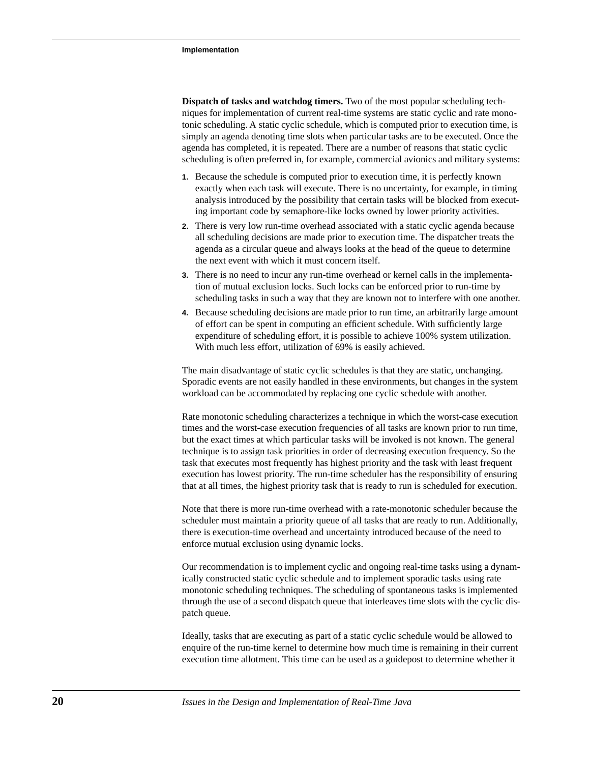**Dispatch of tasks and watchdog timers.** Two of the most popular scheduling techniques for implementation of current real-time systems are static cyclic and rate monotonic scheduling. A static cyclic schedule, which is computed prior to execution time, is simply an agenda denoting time slots when particular tasks are to be executed. Once the agenda has completed, it is repeated. There are a number of reasons that static cyclic scheduling is often preferred in, for example, commercial avionics and military systems:

1. Because the schedule is computed prior to execution time, it is perfectly known exactly when each task will execute. There is no uncertainty, for example, in timing analysis introduced by the possibility that certain tasks will be blocked from executing important code by semaphore-like locks owned by lower priority activities.
2. There is very low run-time overhead associated with a static cyclic agenda because all scheduling decisions are made prior to execution time. The dispatcher treats the agenda as a circular queue and always looks at the head of the queue to determine the next event with which it must concern itself.
3. There is no need to incur any run-time overhead or kernel calls in the implementation of mutual exclusion locks. Such locks can be enforced prior to run-time by scheduling tasks in such a way that they are known not to interfere with one another.
4. Because scheduling decisions are made prior to run time, an arbitrarily large amount of effort can be spent in computing an efficient schedule. With sufficiently large expenditure of scheduling effort, it is possible to achieve 100% system utilization. With much less effort, utilization of 69% is easily achieved.

The main disadvantage of static cyclic schedules is that they are static, unchanging. Sporadic events are not easily handled in these environments, but changes in the system workload can be accommodated by replacing one cyclic schedule with another.

Rate monotonic scheduling characterizes a technique in which the worst-case execution times and the worst-case execution frequencies of all tasks are known prior to run time, but the exact times at which particular tasks will be invoked is not known. The general technique is to assign task priorities in order of decreasing execution frequency. So the task that executes most frequently has highest priority and the task with least frequent execution has lowest priority. The run-time scheduler has the responsibility of ensuring that at all times, the highest priority task that is ready to run is scheduled for execution.

Note that there is more run-time overhead with a rate-monotonic scheduler because the scheduler must maintain a priority queue of all tasks that are ready to run. Additionally, there is execution-time overhead and uncertainty introduced because of the need to enforce mutual exclusion using dynamic locks.

Our recommendation is to implement cyclic and ongoing real-time tasks using a dynamically constructed static cyclic schedule and to implement sporadic tasks using rate monotonic scheduling techniques. The scheduling of spontaneous tasks is implemented through the use of a second dispatch queue that interleaves time slots with the cyclic dispatch queue.

Ideally, tasks that are executing as part of a static cyclic schedule would be allowed to enquire of the run-time kernel to determine how much time is remaining in their current execution time allotment. This time can be used as a guidepost to determine whether it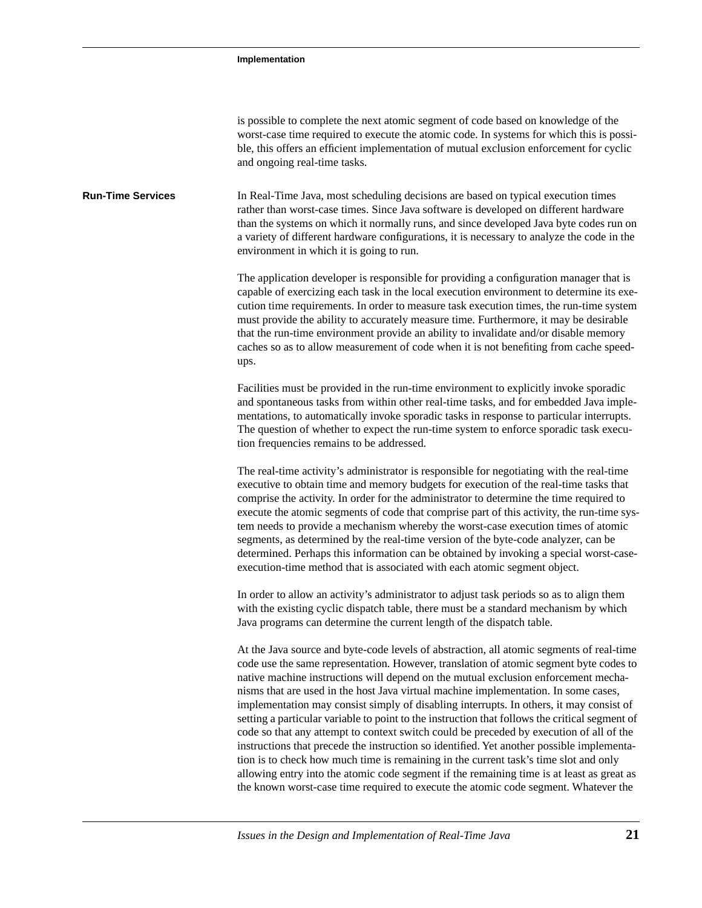is possible to complete the next atomic segment of code based on knowledge of the worst-case time required to execute the atomic code. In systems for which this is possible, this offers an efficient implementation of mutual exclusion enforcement for cyclic and ongoing real-time tasks.

### Run-Time Services

In Real-Time Java, most scheduling decisions are based on typical execution times rather than worst-case times. Since Java software is developed on different hardware than the systems on which it normally runs, and since developed Java byte codes run on a variety of different hardware configurations, it is necessary to analyze the code in the environment in which it is going to run.

The application developer is responsible for providing a configuration manager that is capable of exercizing each task in the local execution environment to determine its execution time requirements. In order to measure task execution times, the run-time system must provide the ability to accurately measure time. Furthermore, it may be desirable that the run-time environment provide an ability to invalidate and/or disable memory caches so as to allow measurement of code when it is not benefiting from cache speedups.

Facilities must be provided in the run-time environment to explicitly invoke sporadic and spontaneous tasks from within other real-time tasks, and for embedded Java implementations, to automatically invoke sporadic tasks in response to particular interrupts. The question of whether to expect the run-time system to enforce sporadic task execution frequencies remains to be addressed.

The real-time activity's administrator is responsible for negotiating with the real-time executive to obtain time and memory budgets for execution of the real-time tasks that comprise the activity. In order for the administrator to determine the time required to execute the atomic segments of code that comprise part of this activity, the run-time system needs to provide a mechanism whereby the worst-case execution times of atomic segments, as determined by the real-time version of the byte-code analyzer, can be determined. Perhaps this information can be obtained by invoking a special worst-case-execution-time method that is associated with each atomic segment object.

In order to allow an activity's administrator to adjust task periods so as to align them with the existing cyclic dispatch table, there must be a standard mechanism by which Java programs can determine the current length of the dispatch table.

At the Java source and byte-code levels of abstraction, all atomic segments of real-time code use the same representation. However, translation of atomic segment byte codes to native machine instructions will depend on the mutual exclusion enforcement mechanisms that are used in the host Java virtual machine implementation. In some cases, implementation may consist simply of disabling interrupts. In others, it may consist of setting a particular variable to point to the instruction that follows the critical segment of code so that any attempt to context switch could be preceded by execution of all of the instructions that precede the instruction so identified. Yet another possible implementation is to check how much time is remaining in the current task's time slot and only allowing entry into the atomic code segment if the remaining time is at least as great as the known worst-case time required to execute the atomic code segment. Whatever the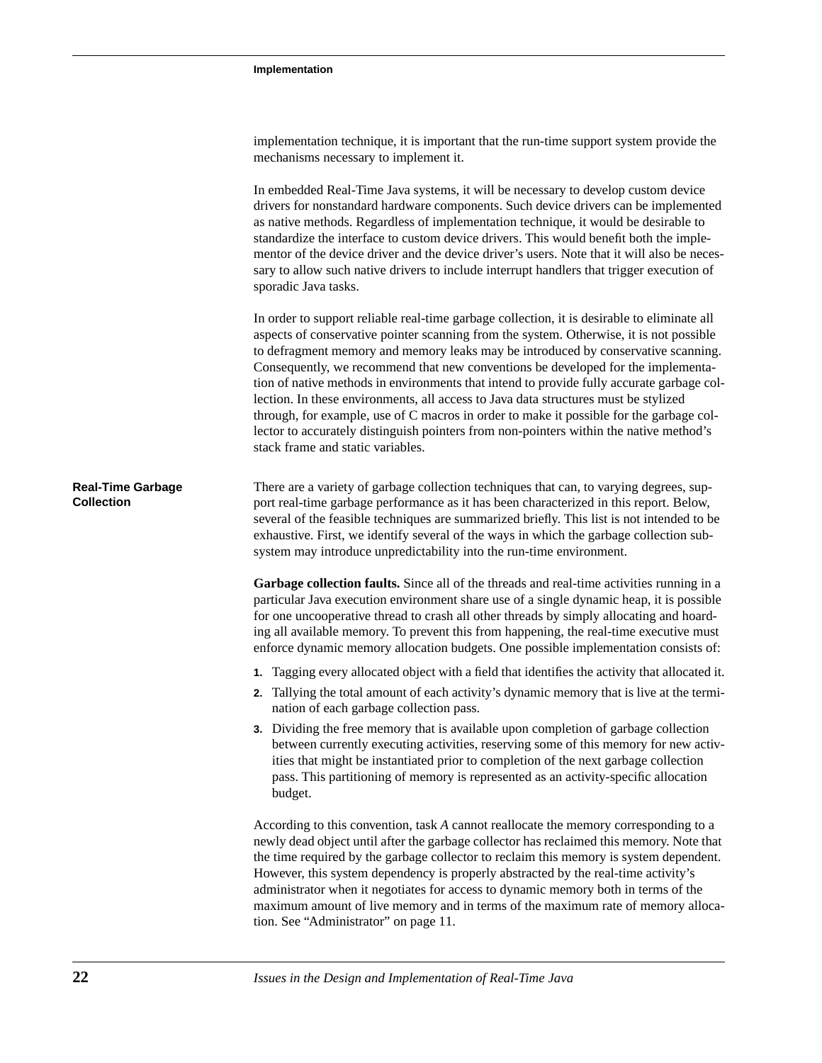implementation technique, it is important that the run-time support system provide the mechanisms necessary to implement it.

In embedded Real-Time Java systems, it will be necessary to develop custom device drivers for nonstandard hardware components. Such device drivers can be implemented as native methods. Regardless of implementation technique, it would be desirable to standardize the interface to custom device drivers. This would benefit both the implementor of the device driver and the device driver's users. Note that it will also be necessary to allow such native drivers to include interrupt handlers that trigger execution of sporadic Java tasks.

In order to support reliable real-time garbage collection, it is desirable to eliminate all aspects of conservative pointer scanning from the system. Otherwise, it is not possible to defragment memory and memory leaks may be introduced by conservative scanning. Consequently, we recommend that new conventions be developed for the implementation of native methods in environments that intend to provide fully accurate garbage collection. In these environments, all access to Java data structures must be stylized through, for example, use of C macros in order to make it possible for the garbage collector to accurately distinguish pointers from non-pointers within the native method's stack frame and static variables.

## Real-Time Garbage Collection

There are a variety of garbage collection techniques that can, to varying degrees, support real-time garbage performance as it has been characterized in this report. Below, several of the feasible techniques are summarized briefly. This list is not intended to be exhaustive. First, we identify several of the ways in which the garbage collection subsystem may introduce unpredictability into the run-time environment.

**Garbage collection faults.** Since all of the threads and real-time activities running in a particular Java execution environment share use of a single dynamic heap, it is possible for one uncooperative thread to crash all other threads by simply allocating and hoarding all available memory. To prevent this from happening, the real-time executive must enforce dynamic memory allocation budgets. One possible implementation consists of:

1. Tagging every allocated object with a field that identifies the activity that allocated it.
2. Tallying the total amount of each activity's dynamic memory that is live at the termination of each garbage collection pass.
3. Dividing the free memory that is available upon completion of garbage collection between currently executing activities, reserving some of this memory for new activities that might be instantiated prior to completion of the next garbage collection pass. This partitioning of memory is represented as an activity-specific allocation budget.

According to this convention, task *A* cannot reallocate the memory corresponding to a newly dead object until after the garbage collector has reclaimed this memory. Note that the time required by the garbage collector to reclaim this memory is system dependent. However, this system dependency is properly abstracted by the real-time activity's administrator when it negotiates for access to dynamic memory both in terms of the maximum amount of live memory and in terms of the maximum rate of memory allocation. See "Administrator" on page 11.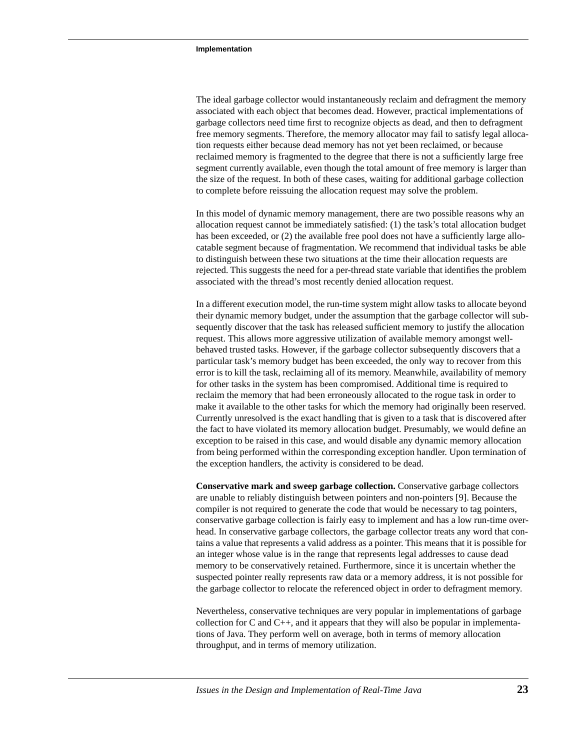The ideal garbage collector would instantaneously reclaim and defragment the memory associated with each object that becomes dead. However, practical implementations of garbage collectors need time first to recognize objects as dead, and then to defragment free memory segments. Therefore, the memory allocator may fail to satisfy legal allocation requests either because dead memory has not yet been reclaimed, or because reclaimed memory is fragmented to the degree that there is not a sufficiently large free segment currently available, even though the total amount of free memory is larger than the size of the request. In both of these cases, waiting for additional garbage collection to complete before reissuing the allocation request may solve the problem.

In this model of dynamic memory management, there are two possible reasons why an allocation request cannot be immediately satisfied: (1) the task's total allocation budget has been exceeded, or (2) the available free pool does not have a sufficiently large allocatable segment because of fragmentation. We recommend that individual tasks be able to distinguish between these two situations at the time their allocation requests are rejected. This suggests the need for a per-thread state variable that identifies the problem associated with the thread's most recently denied allocation request.

In a different execution model, the run-time system might allow tasks to allocate beyond their dynamic memory budget, under the assumption that the garbage collector will subsequently discover that the task has released sufficient memory to justify the allocation request. This allows more aggressive utilization of available memory amongst well-behaved trusted tasks. However, if the garbage collector subsequently discovers that a particular task's memory budget has been exceeded, the only way to recover from this error is to kill the task, reclaiming all of its memory. Meanwhile, availability of memory for other tasks in the system has been compromised. Additional time is required to reclaim the memory that had been erroneously allocated to the rogue task in order to make it available to the other tasks for which the memory had originally been reserved. Currently unresolved is the exact handling that is given to a task that is discovered after the fact to have violated its memory allocation budget. Presumably, we would define an exception to be raised in this case, and would disable any dynamic memory allocation from being performed within the corresponding exception handler. Upon termination of the exception handlers, the activity is considered to be dead.

**Conservative mark and sweep garbage collection.** Conservative garbage collectors are unable to reliably distinguish between pointers and non-pointers [9]. Because the compiler is not required to generate the code that would be necessary to tag pointers, conservative garbage collection is fairly easy to implement and has a low run-time overhead. In conservative garbage collectors, the garbage collector treats any word that contains a value that represents a valid address as a pointer. This means that it is possible for an integer whose value is in the range that represents legal addresses to cause dead memory to be conservatively retained. Furthermore, since it is uncertain whether the suspected pointer really represents raw data or a memory address, it is not possible for the garbage collector to relocate the referenced object in order to defragment memory.

Nevertheless, conservative techniques are very popular in implementations of garbage collection for C and C++, and it appears that they will also be popular in implementations of Java. They perform well on average, both in terms of memory allocation throughput, and in terms of memory utilization.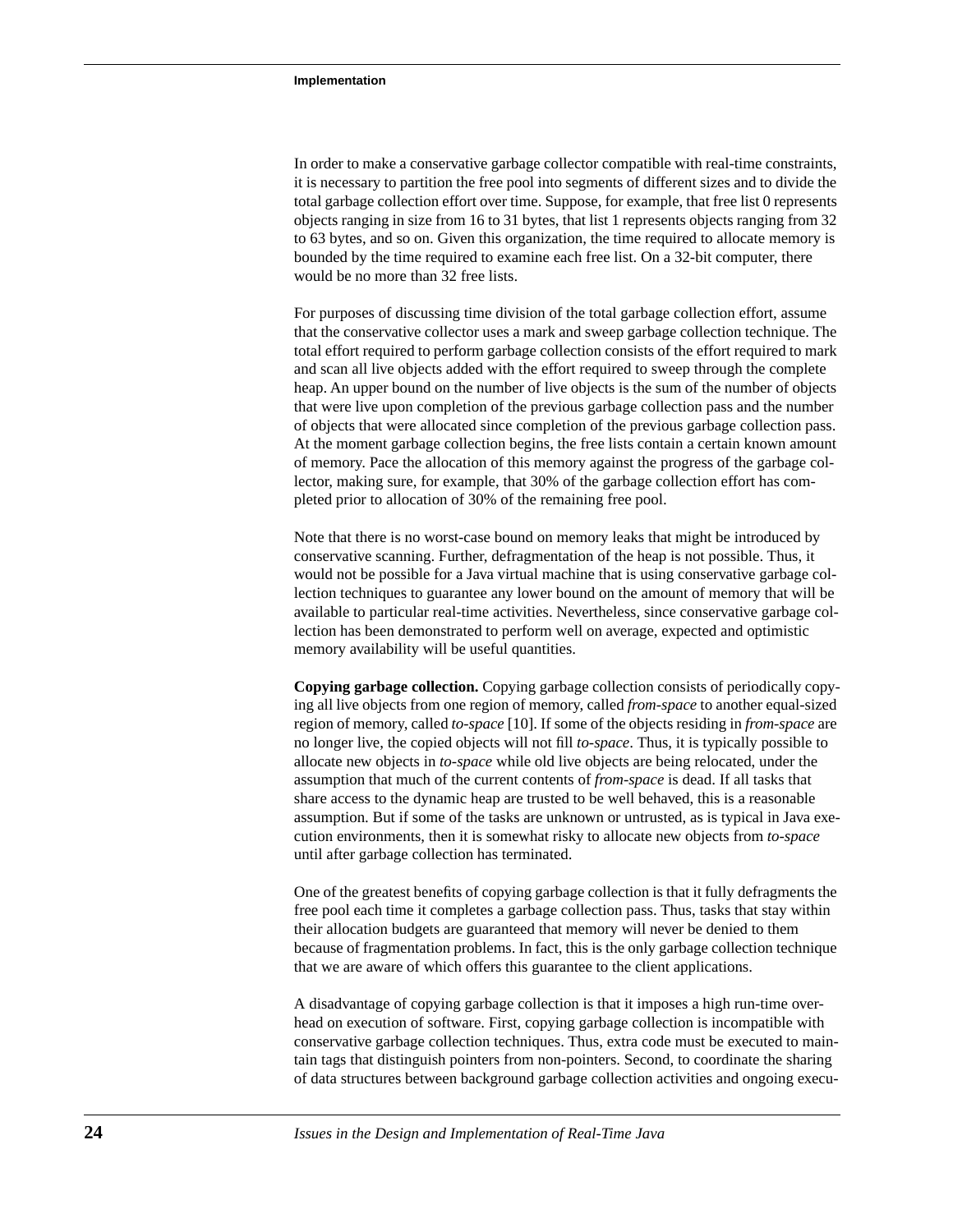In order to make a conservative garbage collector compatible with real-time constraints, it is necessary to partition the free pool into segments of different sizes and to divide the total garbage collection effort over time. Suppose, for example, that free list 0 represents objects ranging in size from 16 to 31 bytes, that list 1 represents objects ranging from 32 to 63 bytes, and so on. Given this organization, the time required to allocate memory is bounded by the time required to examine each free list. On a 32-bit computer, there would be no more than 32 free lists.

For purposes of discussing time division of the total garbage collection effort, assume that the conservative collector uses a mark and sweep garbage collection technique. The total effort required to perform garbage collection consists of the effort required to mark and scan all live objects added with the effort required to sweep through the complete heap. An upper bound on the number of live objects is the sum of the number of objects that were live upon completion of the previous garbage collection pass and the number of objects that were allocated since completion of the previous garbage collection pass. At the moment garbage collection begins, the free lists contain a certain known amount of memory. Pace the allocation of this memory against the progress of the garbage collector, making sure, for example, that 30% of the garbage collection effort has completed prior to allocation of 30% of the remaining free pool.

Note that there is no worst-case bound on memory leaks that might be introduced by conservative scanning. Further, defragmentation of the heap is not possible. Thus, it would not be possible for a Java virtual machine that is using conservative garbage collection techniques to guarantee any lower bound on the amount of memory that will be available to particular real-time activities. Nevertheless, since conservative garbage collection has been demonstrated to perform well on average, expected and optimistic memory availability will be useful quantities.

**Copying garbage collection.** Copying garbage collection consists of periodically copying all live objects from one region of memory, called *from-space* to another equal-sized region of memory, called *to-space* [10]. If some of the objects residing in *from-space* are no longer live, the copied objects will not fill *to-space*. Thus, it is typically possible to allocate new objects in *to-space* while old live objects are being relocated, under the assumption that much of the current contents of *from-space* is dead. If all tasks that share access to the dynamic heap are trusted to be well behaved, this is a reasonable assumption. But if some of the tasks are unknown or untrusted, as is typical in Java execution environments, then it is somewhat risky to allocate new objects from *to-space* until after garbage collection has terminated.

One of the greatest benefits of copying garbage collection is that it fully defragments the free pool each time it completes a garbage collection pass. Thus, tasks that stay within their allocation budgets are guaranteed that memory will never be denied to them because of fragmentation problems. In fact, this is the only garbage collection technique that we are aware of which offers this guarantee to the client applications.

A disadvantage of copying garbage collection is that it imposes a high run-time overhead on execution of software. First, copying garbage collection is incompatible with conservative garbage collection techniques. Thus, extra code must be executed to maintain tags that distinguish pointers from non-pointers. Second, to coordinate the sharing of data structures between background garbage collection activities and ongoing execu-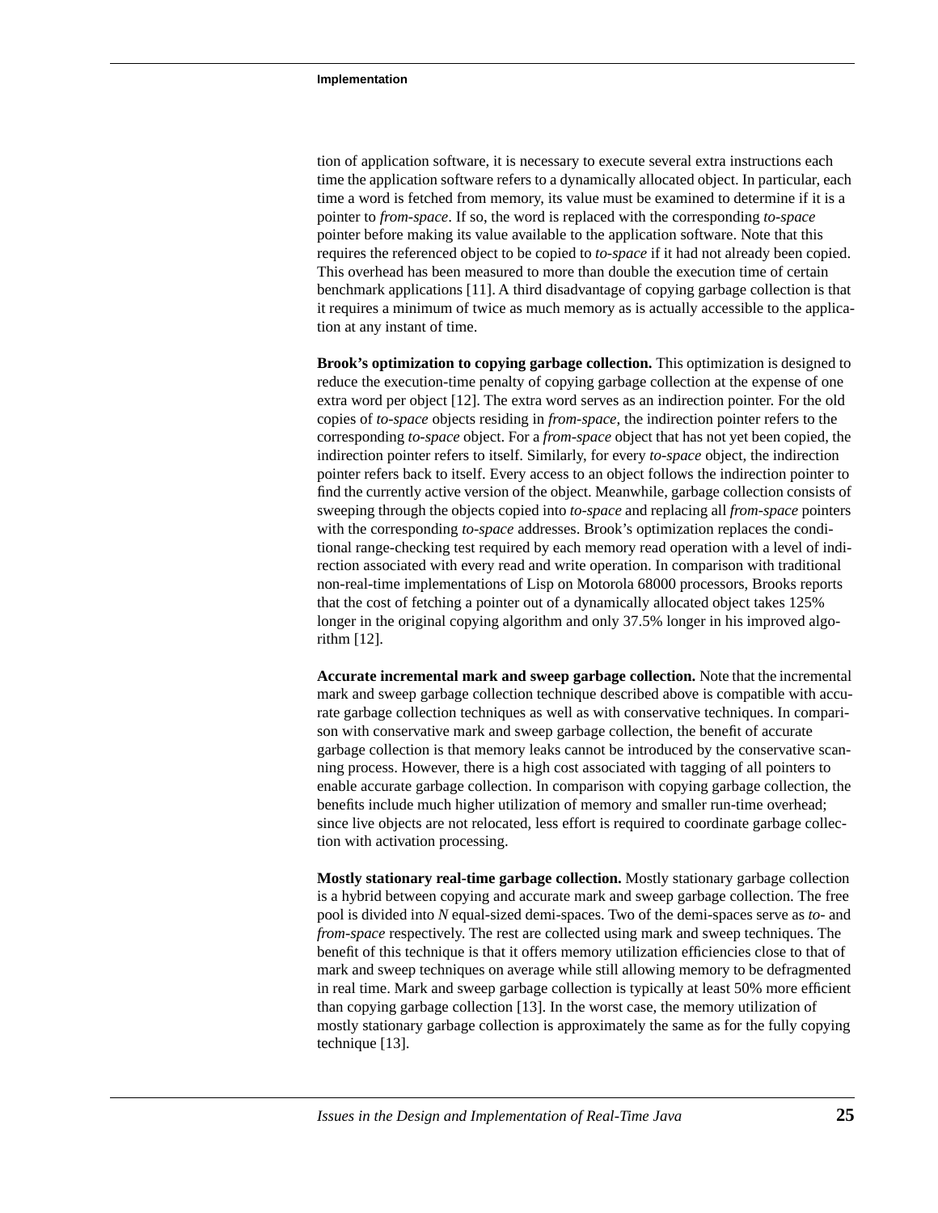tion of application software, it is necessary to execute several extra instructions each time the application software refers to a dynamically allocated object. In particular, each time a word is fetched from memory, its value must be examined to determine if it is a pointer to *from-space*. If so, the word is replaced with the corresponding *to-space* pointer before making its value available to the application software. Note that this requires the referenced object to be copied to *to-space* if it had not already been copied. This overhead has been measured to more than double the execution time of certain benchmark applications [11]. A third disadvantage of copying garbage collection is that it requires a minimum of twice as much memory as is actually accessible to the application at any instant of time.

**Brook's optimization to copying garbage collection.** This optimization is designed to reduce the execution-time penalty of copying garbage collection at the expense of one extra word per object [12]. The extra word serves as an indirection pointer. For the old copies of *to-space* objects residing in *from-space*, the indirection pointer refers to the corresponding *to-space* object. For a *from-space* object that has not yet been copied, the indirection pointer refers to itself. Similarly, for every *to-space* object, the indirection pointer refers back to itself. Every access to an object follows the indirection pointer to find the currently active version of the object. Meanwhile, garbage collection consists of sweeping through the objects copied into *to-space* and replacing all *from-space* pointers with the corresponding *to-space* addresses. Brook's optimization replaces the conditional range-checking test required by each memory read operation with a level of indirection associated with every read and write operation. In comparison with traditional non-real-time implementations of Lisp on Motorola 68000 processors, Brooks reports that the cost of fetching a pointer out of a dynamically allocated object takes 125% longer in the original copying algorithm and only 37.5% longer in his improved algorithm [12].

**Accurate incremental mark and sweep garbage collection.** Note that the incremental mark and sweep garbage collection technique described above is compatible with accurate garbage collection techniques as well as with conservative techniques. In comparison with conservative mark and sweep garbage collection, the benefit of accurate garbage collection is that memory leaks cannot be introduced by the conservative scanning process. However, there is a high cost associated with tagging of all pointers to enable accurate garbage collection. In comparison with copying garbage collection, the benefits include much higher utilization of memory and smaller run-time overhead; since live objects are not relocated, less effort is required to coordinate garbage collection with activation processing.

**Mostly stationary real-time garbage collection.** Mostly stationary garbage collection is a hybrid between copying and accurate mark and sweep garbage collection. The free pool is divided into $N$ equal-sized demi-spaces. Two of the demi-spaces serve as *to-* and *from-space* respectively. The rest are collected using mark and sweep techniques. The benefit of this technique is that it offers memory utilization efficiencies close to that of mark and sweep techniques on average while still allowing memory to be defragmented in real time. Mark and sweep garbage collection is typically at least 50% more efficient than copying garbage collection [13]. In the worst case, the memory utilization of mostly stationary garbage collection is approximately the same as for the fully copying technique [13].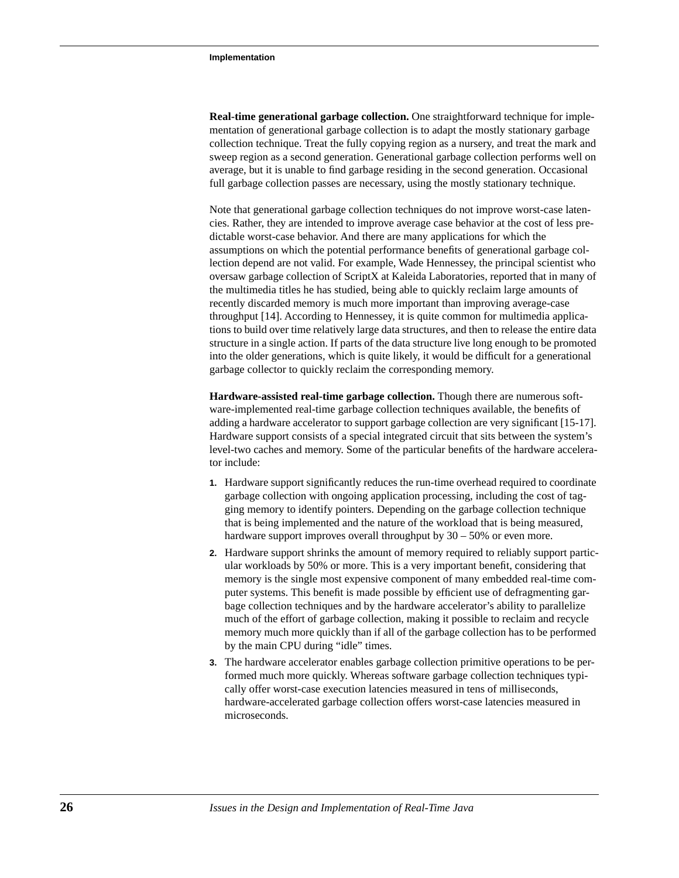**Real-time generational garbage collection.** One straightforward technique for implementation of generational garbage collection is to adapt the mostly stationary garbage collection technique. Treat the fully copying region as a nursery, and treat the mark and sweep region as a second generation. Generational garbage collection performs well on average, but it is unable to find garbage residing in the second generation. Occasional full garbage collection passes are necessary, using the mostly stationary technique.

Note that generational garbage collection techniques do not improve worst-case latencies. Rather, they are intended to improve average case behavior at the cost of less predictable worst-case behavior. And there are many applications for which the assumptions on which the potential performance benefits of generational garbage collection depend are not valid. For example, Wade Hennessey, the principal scientist who oversaw garbage collection of ScriptX at Kaleida Laboratories, reported that in many of the multimedia titles he has studied, being able to quickly reclaim large amounts of recently discarded memory is much more important than improving average-case throughput [14]. According to Hennessey, it is quite common for multimedia applications to build over time relatively large data structures, and then to release the entire data structure in a single action. If parts of the data structure live long enough to be promoted into the older generations, which is quite likely, it would be difficult for a generational garbage collector to quickly reclaim the corresponding memory.

**Hardware-assisted real-time garbage collection.** Though there are numerous software-implemented real-time garbage collection techniques available, the benefits of adding a hardware accelerator to support garbage collection are very significant [15-17]. Hardware support consists of a special integrated circuit that sits between the system's level-two caches and memory. Some of the particular benefits of the hardware accelerator include:

1. Hardware support significantly reduces the run-time overhead required to coordinate garbage collection with ongoing application processing, including the cost of tagging memory to identify pointers. Depending on the garbage collection technique that is being implemented and the nature of the workload that is being measured, hardware support improves overall throughput by 30 – 50% or even more.
2. Hardware support shrinks the amount of memory required to reliably support particular workloads by 50% or more. This is a very important benefit, considering that memory is the single most expensive component of many embedded real-time computer systems. This benefit is made possible by efficient use of defragmenting garbage collection techniques and by the hardware accelerator's ability to parallelize much of the effort of garbage collection, making it possible to reclaim and recycle memory much more quickly than if all of the garbage collection has to be performed by the main CPU during "idle" times.
3. The hardware accelerator enables garbage collection primitive operations to be performed much more quickly. Whereas software garbage collection techniques typically offer worst-case execution latencies measured in tens of milliseconds, hardware-accelerated garbage collection offers worst-case latencies measured in microseconds.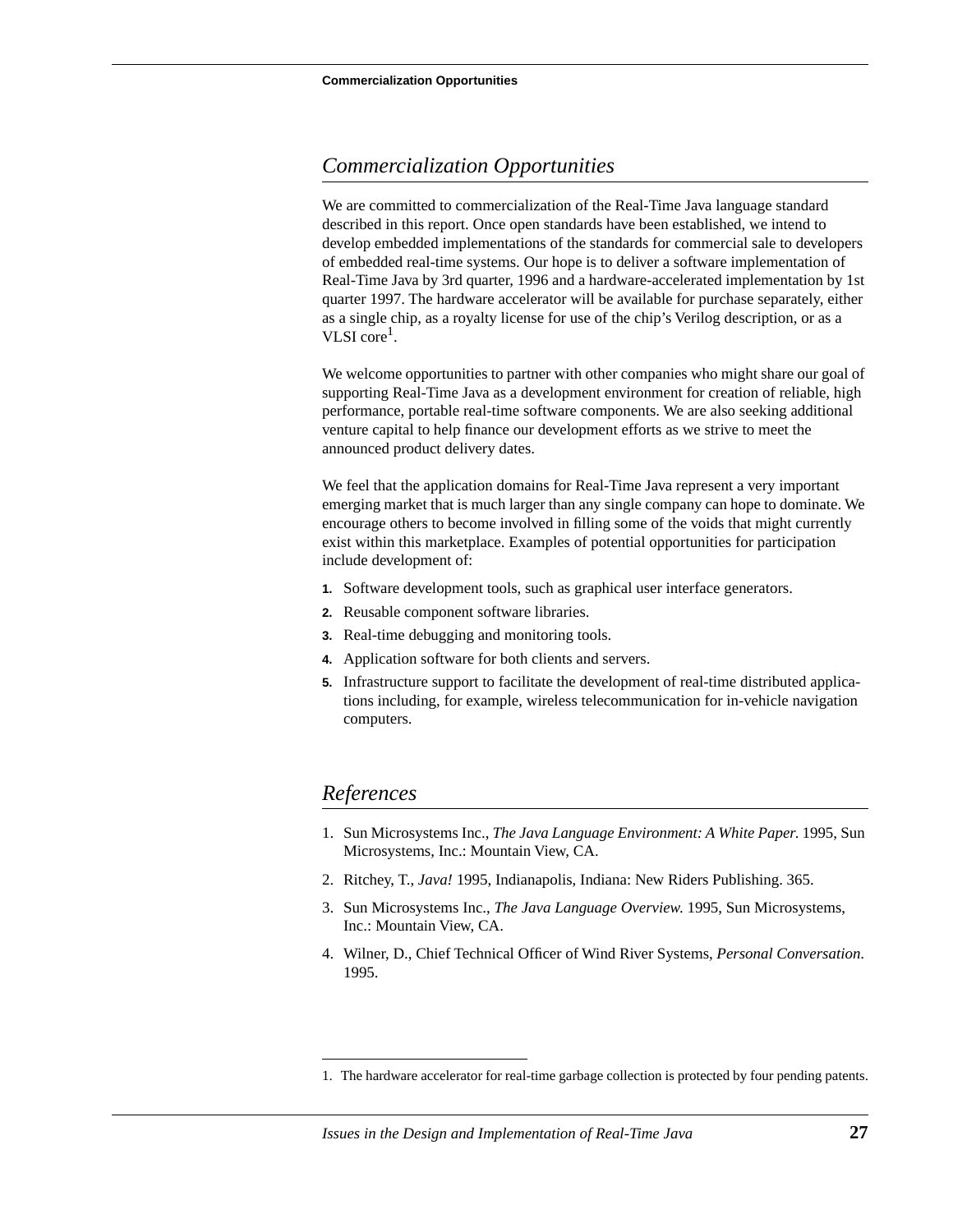## *Commercialization Opportunities*

We are committed to commercialization of the Real-Time Java language standard described in this report. Once open standards have been established, we intend to develop embedded implementations of the standards for commercial sale to developers of embedded real-time systems. Our hope is to deliver a software implementation of Real-Time Java by 3rd quarter, 1996 and a hardware-accelerated implementation by 1st quarter 1997. The hardware accelerator will be available for purchase separately, either as a single chip, as a royalty license for use of the chip's Verilog description, or as a VLSI core[1].

We welcome opportunities to partner with other companies who might share our goal of supporting Real-Time Java as a development environment for creation of reliable, high performance, portable real-time software components. We are also seeking additional venture capital to help finance our development efforts as we strive to meet the announced product delivery dates.

We feel that the application domains for Real-Time Java represent a very important emerging market that is much larger than any single company can hope to dominate. We encourage others to become involved in filling some of the voids that might currently exist within this marketplace. Examples of potential opportunities for participation include development of:

1. Software development tools, such as graphical user interface generators.
2. Reusable component software libraries.
3. Real-time debugging and monitoring tools.
4. Application software for both clients and servers.
5. Infrastructure support to facilitate the development of real-time distributed applications including, for example, wireless telecommunication for in-vehicle navigation computers.

## *References*

1. Sun Microsystems Inc., *The Java Language Environment: A White Paper.* 1995, Sun Microsystems, Inc.: Mountain View, CA.
2. Ritchey, T., *Java!* 1995, Indianapolis, Indiana: New Riders Publishing. 365.
3. Sun Microsystems Inc., *The Java Language Overview.* 1995, Sun Microsystems, Inc.: Mountain View, CA.
4. Wilner, D., Chief Technical Officer of Wind River Systems, *Personal Conversation.* 1995.

---

1. The hardware accelerator for real-time garbage collection is protected by four pending patents.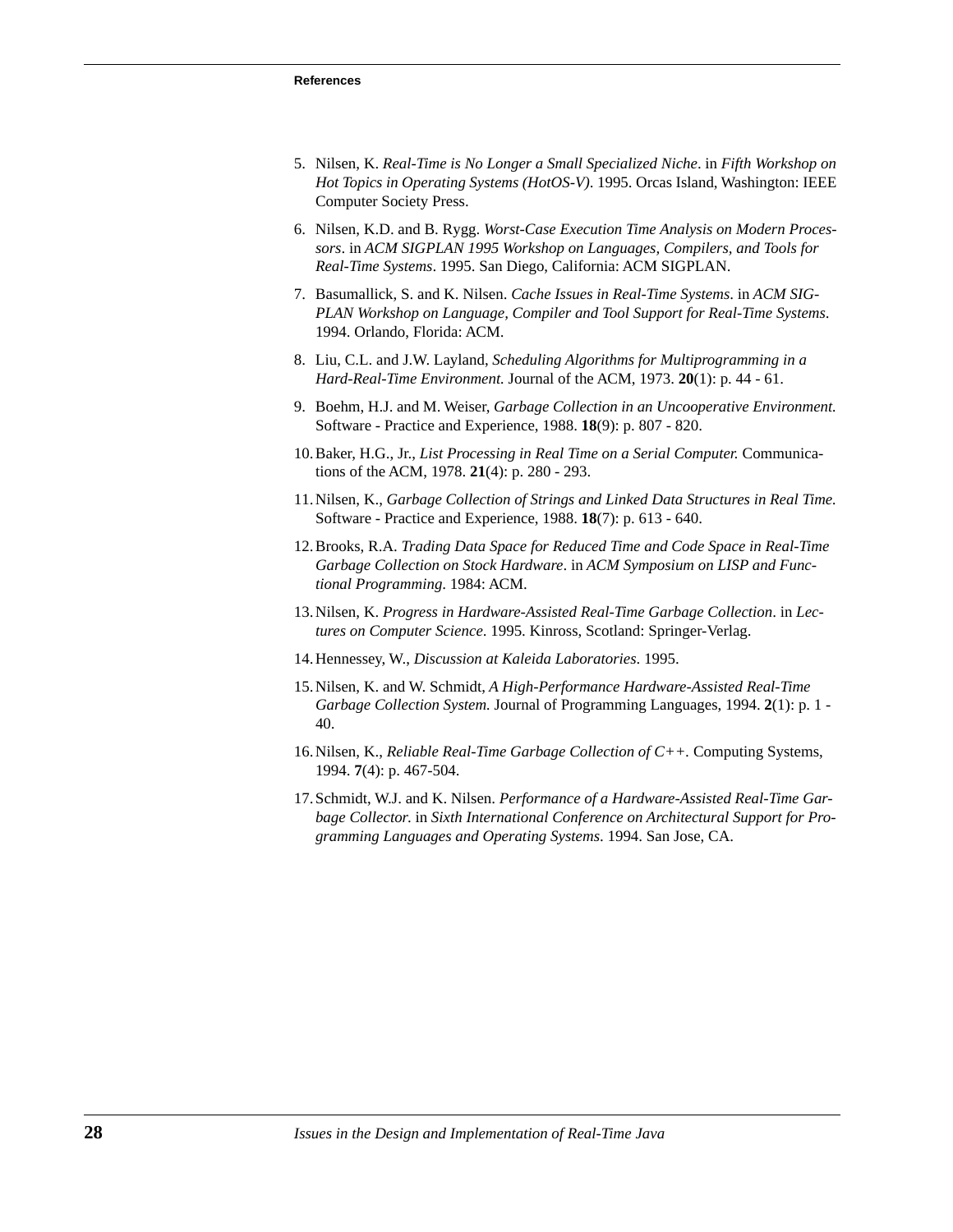5. Nilsen, K. *Real-Time is No Longer a Small Specialized Niche*. in *Fifth Workshop on Hot Topics in Operating Systems (HotOS-V)*. 1995. Orcas Island, Washington: IEEE Computer Society Press.

6. Nilsen, K.D. and B. Rygg. *Worst-Case Execution Time Analysis on Modern Processors*. in *ACM SIGPLAN 1995 Workshop on Languages, Compilers, and Tools for Real-Time Systems*. 1995. San Diego, California: ACM SIGPLAN.

7. Basumallick, S. and K. Nilsen. *Cache Issues in Real-Time Systems*. in *ACM SIGPLAN Workshop on Language, Compiler and Tool Support for Real-Time Systems*. 1994. Orlando, Florida: ACM.

8. Liu, C.L. and J.W. Layland, *Scheduling Algorithms for Multiprogramming in a Hard-Real-Time Environment.* Journal of the ACM, 1973. **20**(1): p. 44 - 61.

9. Boehm, H.J. and M. Weiser, *Garbage Collection in an Uncooperative Environment.* Software - Practice and Experience, 1988. **18**(9): p. 807 - 820.

10. Baker, H.G., Jr., *List Processing in Real Time on a Serial Computer.* Communications of the ACM, 1978. **21**(4): p. 280 - 293.

11. Nilsen, K., *Garbage Collection of Strings and Linked Data Structures in Real Time.* Software - Practice and Experience, 1988. **18**(7): p. 613 - 640.

12. Brooks, R.A. *Trading Data Space for Reduced Time and Code Space in Real-Time Garbage Collection on Stock Hardware*. in *ACM Symposium on LISP and Functional Programming*. 1984: ACM.

13. Nilsen, K. *Progress in Hardware-Assisted Real-Time Garbage Collection*. in *Lectures on Computer Science*. 1995. Kinross, Scotland: Springer-Verlag.

14. Hennessey, W., *Discussion at Kaleida Laboratories*. 1995.

15. Nilsen, K. and W. Schmidt, *A High-Performance Hardware-Assisted Real-Time Garbage Collection System.* Journal of Programming Languages, 1994. **2**(1): p. 1 - 40.

16. Nilsen, K., *Reliable Real-Time Garbage Collection of C++*. Computing Systems, 1994. **7**(4): p. 467-504.

17. Schmidt, W.J. and K. Nilsen. *Performance of a Hardware-Assisted Real-Time Garbage Collector.* in *Sixth International Conference on Architectural Support for Programming Languages and Operating Systems*. 1994. San Jose, CA.